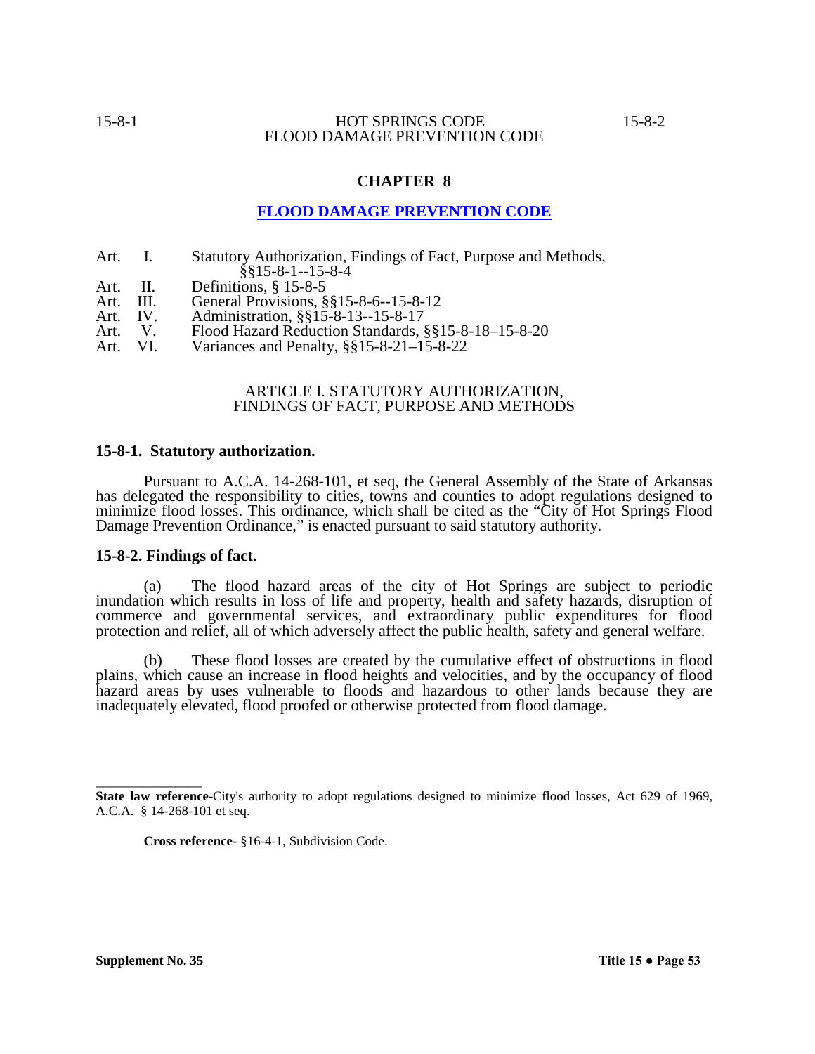# CHAPTER 8

## FLOOD DAMAGE PREVENTION CODE

Art. I. Statutory Authorization, Findings of Fact, Purpose and Methods, §§15-8-1--15-8-4
Art. II. Definitions, § 15-8-5
Art. III. General Provisions, §§15-8-6--15-8-12
Art. IV. Administration, §§15-8-13--15-8-17
Art. V. Flood Hazard Reduction Standards, §§15-8-18–15-8-20
Art. VI. Variances and Penalty, §§15-8-21–15-8-22

### ARTICLE I. STATUTORY AUTHORIZATION, FINDINGS OF FACT, PURPOSE AND METHODS

**15-8-1. Statutory authorization.**

Pursuant to A.C.A. 14-268-101, et seq, the General Assembly of the State of Arkansas has delegated the responsibility to cities, towns and counties to adopt regulations designed to minimize flood losses. This ordinance, which shall be cited as the "City of Hot Springs Flood Damage Prevention Ordinance," is enacted pursuant to said statutory authority.

**15-8-2. Findings of fact.**

(a) The flood hazard areas of the city of Hot Springs are subject to periodic inundation which results in loss of life and property, health and safety hazards, disruption of commerce and governmental services, and extraordinary public expenditures for flood protection and relief, all of which adversely affect the public health, safety and general welfare.

(b) These flood losses are created by the cumulative effect of obstructions in flood plains, which cause an increase in flood heights and velocities, and by the occupancy of flood hazard areas by uses vulnerable to floods and hazardous to other lands because they are inadequately elevated, flood proofed or otherwise protected from flood damage.

---

**State law reference**-City's authority to adopt regulations designed to minimize flood losses, Act 629 of 1969, A.C.A. § 14-268-101 et seq.

**Cross reference**- §16-4-1, Subdivision Code.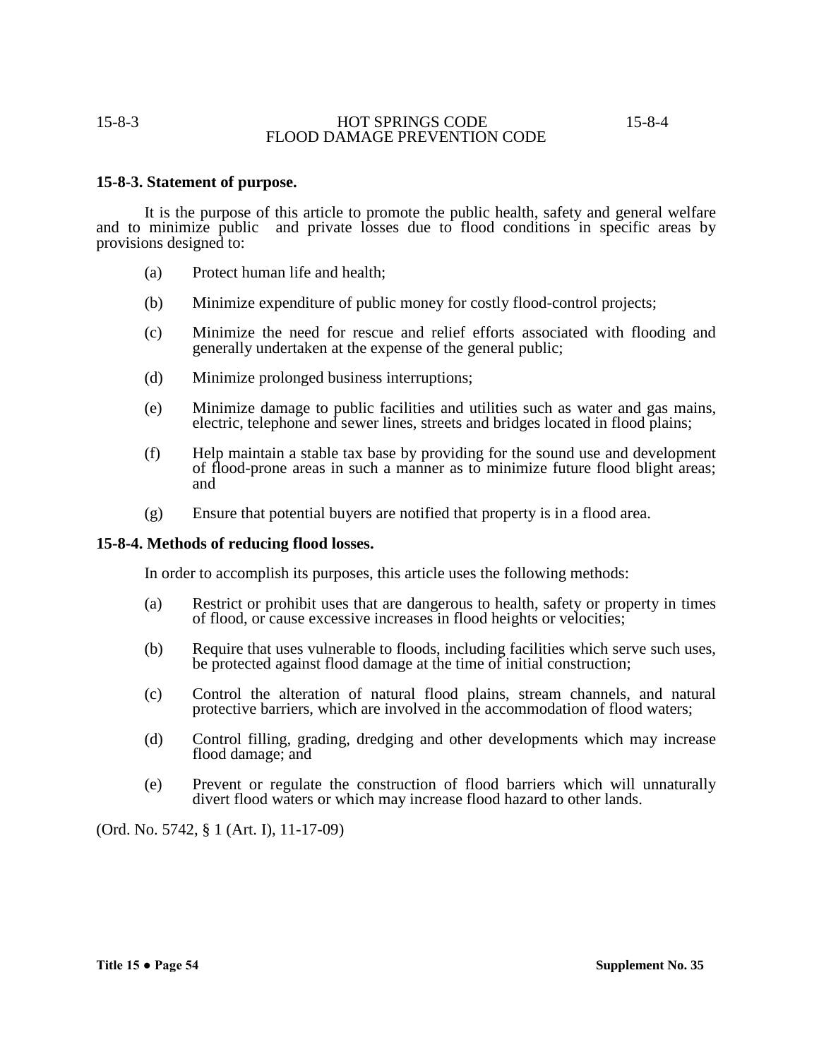**15-8-3. Statement of purpose.**

It is the purpose of this article to promote the public health, safety and general welfare and to minimize public and private losses due to flood conditions in specific areas by provisions designed to:

(a) Protect human life and health;

(b) Minimize expenditure of public money for costly flood-control projects;

(c) Minimize the need for rescue and relief efforts associated with flooding and generally undertaken at the expense of the general public;

(d) Minimize prolonged business interruptions;

(e) Minimize damage to public facilities and utilities such as water and gas mains, electric, telephone and sewer lines, streets and bridges located in flood plains;

(f) Help maintain a stable tax base by providing for the sound use and development of flood-prone areas in such a manner as to minimize future flood blight areas; and

(g) Ensure that potential buyers are notified that property is in a flood area.

**15-8-4. Methods of reducing flood losses.**

In order to accomplish its purposes, this article uses the following methods:

(a) Restrict or prohibit uses that are dangerous to health, safety or property in times of flood, or cause excessive increases in flood heights or velocities;

(b) Require that uses vulnerable to floods, including facilities which serve such uses, be protected against flood damage at the time of initial construction;

(c) Control the alteration of natural flood plains, stream channels, and natural protective barriers, which are involved in the accommodation of flood waters;

(d) Control filling, grading, dredging and other developments which may increase flood damage; and

(e) Prevent or regulate the construction of flood barriers which will unnaturally divert flood waters or which may increase flood hazard to other lands.

(Ord. No. 5742, § 1 (Art. I), 11-17-09)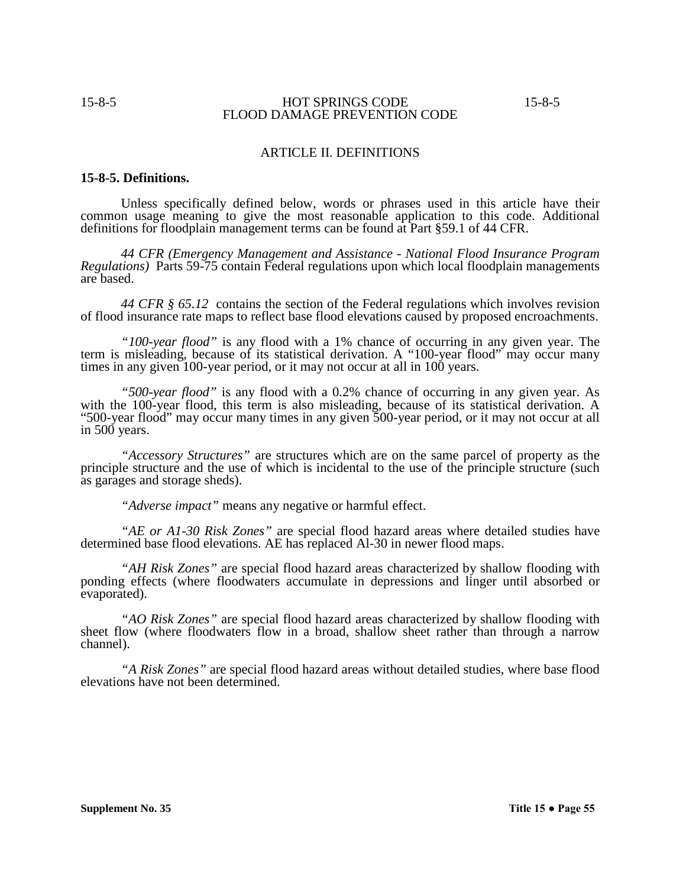## ARTICLE II. DEFINITIONS

### 15-8-5. Definitions.

Unless specifically defined below, words or phrases used in this article have their common usage meaning to give the most reasonable application to this code. Additional definitions for floodplain management terms can be found at Part §59.1 of 44 CFR.

*44 CFR (Emergency Management and Assistance - National Flood Insurance Program Regulations)* Parts 59-75 contain Federal regulations upon which local floodplain managements are based.

*44 CFR § 65.12* contains the section of the Federal regulations which involves revision of flood insurance rate maps to reflect base flood elevations caused by proposed encroachments.

*"100-year flood"* is any flood with a 1% chance of occurring in any given year. The term is misleading, because of its statistical derivation. A "100-year flood" may occur many times in any given 100-year period, or it may not occur at all in 100 years.

*"500-year flood"* is any flood with a 0.2% chance of occurring in any given year. As with the 100-year flood, this term is also misleading, because of its statistical derivation. A "500-year flood" may occur many times in any given 500-year period, or it may not occur at all in 500 years.

*"Accessory Structures"* are structures which are on the same parcel of property as the principle structure and the use of which is incidental to the use of the principle structure (such as garages and storage sheds).

*"Adverse impact"* means any negative or harmful effect.

*"AE or A1-30 Risk Zones"* are special flood hazard areas where detailed studies have determined base flood elevations. AE has replaced Al-30 in newer flood maps.

*"AH Risk Zones"* are special flood hazard areas characterized by shallow flooding with ponding effects (where floodwaters accumulate in depressions and linger until absorbed or evaporated).

*"AO Risk Zones"* are special flood hazard areas characterized by shallow flooding with sheet flow (where floodwaters flow in a broad, shallow sheet rather than through a narrow channel).

*"A Risk Zones"* are special flood hazard areas without detailed studies, where base flood elevations have not been determined.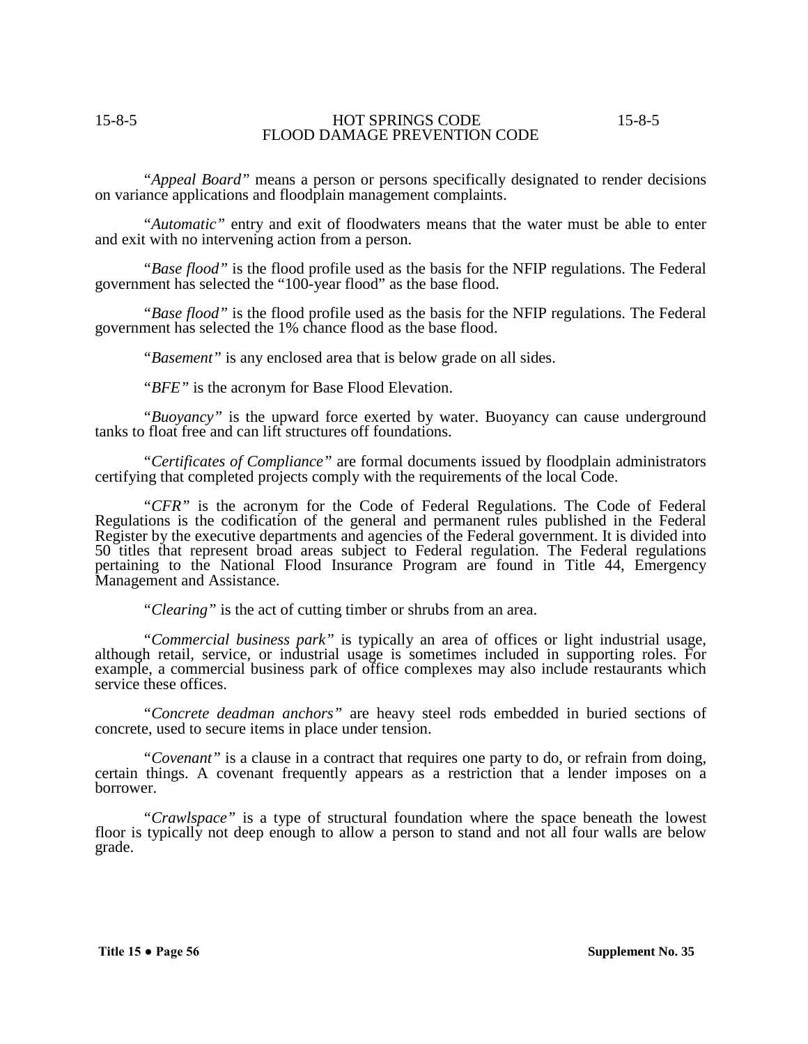"*Appeal Board*" means a person or persons specifically designated to render decisions on variance applications and floodplain management complaints.

"*Automatic*" entry and exit of floodwaters means that the water must be able to enter and exit with no intervening action from a person.

"*Base flood*" is the flood profile used as the basis for the NFIP regulations. The Federal government has selected the "100-year flood" as the base flood.

"*Base flood*" is the flood profile used as the basis for the NFIP regulations. The Federal government has selected the 1% chance flood as the base flood.

"*Basement*" is any enclosed area that is below grade on all sides.

"*BFE*" is the acronym for Base Flood Elevation.

"*Buoyancy*" is the upward force exerted by water. Buoyancy can cause underground tanks to float free and can lift structures off foundations.

"*Certificates of Compliance*" are formal documents issued by floodplain administrators certifying that completed projects comply with the requirements of the local Code.

"*CFR*" is the acronym for the Code of Federal Regulations. The Code of Federal Regulations is the codification of the general and permanent rules published in the Federal Register by the executive departments and agencies of the Federal government. It is divided into 50 titles that represent broad areas subject to Federal regulation. The Federal regulations pertaining to the National Flood Insurance Program are found in Title 44, Emergency Management and Assistance.

"*Clearing*" is the act of cutting timber or shrubs from an area.

"*Commercial business park*" is typically an area of offices or light industrial usage, although retail, service, or industrial usage is sometimes included in supporting roles. For example, a commercial business park of office complexes may also include restaurants which service these offices.

"*Concrete deadman anchors*" are heavy steel rods embedded in buried sections of concrete, used to secure items in place under tension.

"*Covenant*" is a clause in a contract that requires one party to do, or refrain from doing, certain things. A covenant frequently appears as a restriction that a lender imposes on a borrower.

"*Crawlspace*" is a type of structural foundation where the space beneath the lowest floor is typically not deep enough to allow a person to stand and not all four walls are below grade.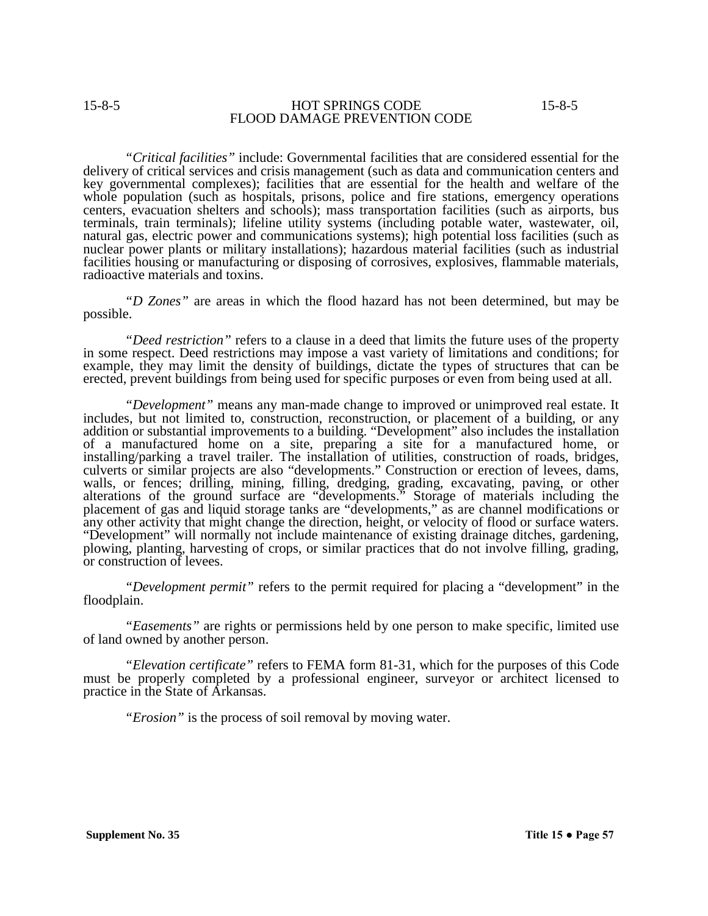"*Critical facilities*" include: Governmental facilities that are considered essential for the delivery of critical services and crisis management (such as data and communication centers and key governmental complexes); facilities that are essential for the health and welfare of the whole population (such as hospitals, prisons, police and fire stations, emergency operations centers, evacuation shelters and schools); mass transportation facilities (such as airports, bus terminals, train terminals); lifeline utility systems (including potable water, wastewater, oil, natural gas, electric power and communications systems); high potential loss facilities (such as nuclear power plants or military installations); hazardous material facilities (such as industrial facilities housing or manufacturing or disposing of corrosives, explosives, flammable materials, radioactive materials and toxins.

"*D Zones*" are areas in which the flood hazard has not been determined, but may be possible.

"*Deed restriction*" refers to a clause in a deed that limits the future uses of the property in some respect. Deed restrictions may impose a vast variety of limitations and conditions; for example, they may limit the density of buildings, dictate the types of structures that can be erected, prevent buildings from being used for specific purposes or even from being used at all.

"*Development*" means any man-made change to improved or unimproved real estate. It includes, but not limited to, construction, reconstruction, or placement of a building, or any addition or substantial improvements to a building. "Development" also includes the installation of a manufactured home on a site, preparing a site for a manufactured home, or installing/parking a travel trailer. The installation of utilities, construction of roads, bridges, culverts or similar projects are also "developments." Construction or erection of levees, dams, walls, or fences; drilling, mining, filling, dredging, grading, excavating, paving, or other alterations of the ground surface are "developments." Storage of materials including the placement of gas and liquid storage tanks are "developments," as are channel modifications or any other activity that might change the direction, height, or velocity of flood or surface waters. "Development" will normally not include maintenance of existing drainage ditches, gardening, plowing, planting, harvesting of crops, or similar practices that do not involve filling, grading, or construction of levees.

"*Development permit*" refers to the permit required for placing a "development" in the floodplain.

"*Easements*" are rights or permissions held by one person to make specific, limited use of land owned by another person.

"*Elevation certificate*" refers to FEMA form 81-31, which for the purposes of this Code must be properly completed by a professional engineer, surveyor or architect licensed to practice in the State of Arkansas.

"*Erosion*" is the process of soil removal by moving water.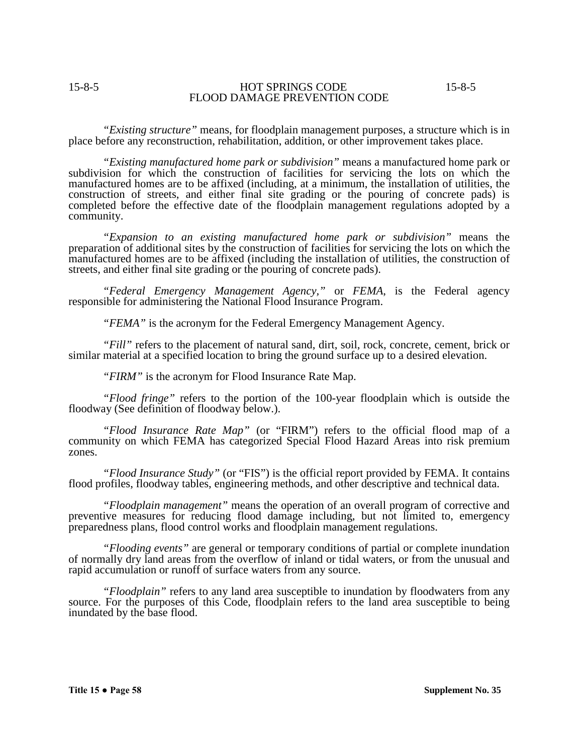"*Existing structure*" means, for floodplain management purposes, a structure which is in place before any reconstruction, rehabilitation, addition, or other improvement takes place.

"*Existing manufactured home park or subdivision*" means a manufactured home park or subdivision for which the construction of facilities for servicing the lots on which the manufactured homes are to be affixed (including, at a minimum, the installation of utilities, the construction of streets, and either final site grading or the pouring of concrete pads) is completed before the effective date of the floodplain management regulations adopted by a community.

"*Expansion to an existing manufactured home park or subdivision*" means the preparation of additional sites by the construction of facilities for servicing the lots on which the manufactured homes are to be affixed (including the installation of utilities, the construction of streets, and either final site grading or the pouring of concrete pads).

"*Federal Emergency Management Agency,*" or *FEMA*, is the Federal agency responsible for administering the National Flood Insurance Program.

"*FEMA*" is the acronym for the Federal Emergency Management Agency.

"*Fill*" refers to the placement of natural sand, dirt, soil, rock, concrete, cement, brick or similar material at a specified location to bring the ground surface up to a desired elevation.

"*FIRM*" is the acronym for Flood Insurance Rate Map.

"*Flood fringe*" refers to the portion of the 100-year floodplain which is outside the floodway (See definition of floodway below.).

"*Flood Insurance Rate Map*" (or "FIRM") refers to the official flood map of a community on which FEMA has categorized Special Flood Hazard Areas into risk premium zones.

"*Flood Insurance Study*" (or "FIS") is the official report provided by FEMA. It contains flood profiles, floodway tables, engineering methods, and other descriptive and technical data.

"*Floodplain management*" means the operation of an overall program of corrective and preventive measures for reducing flood damage including, but not limited to, emergency preparedness plans, flood control works and floodplain management regulations.

"*Flooding events*" are general or temporary conditions of partial or complete inundation of normally dry land areas from the overflow of inland or tidal waters, or from the unusual and rapid accumulation or runoff of surface waters from any source.

"*Floodplain*" refers to any land area susceptible to inundation by floodwaters from any source. For the purposes of this Code, floodplain refers to the land area susceptible to being inundated by the base flood.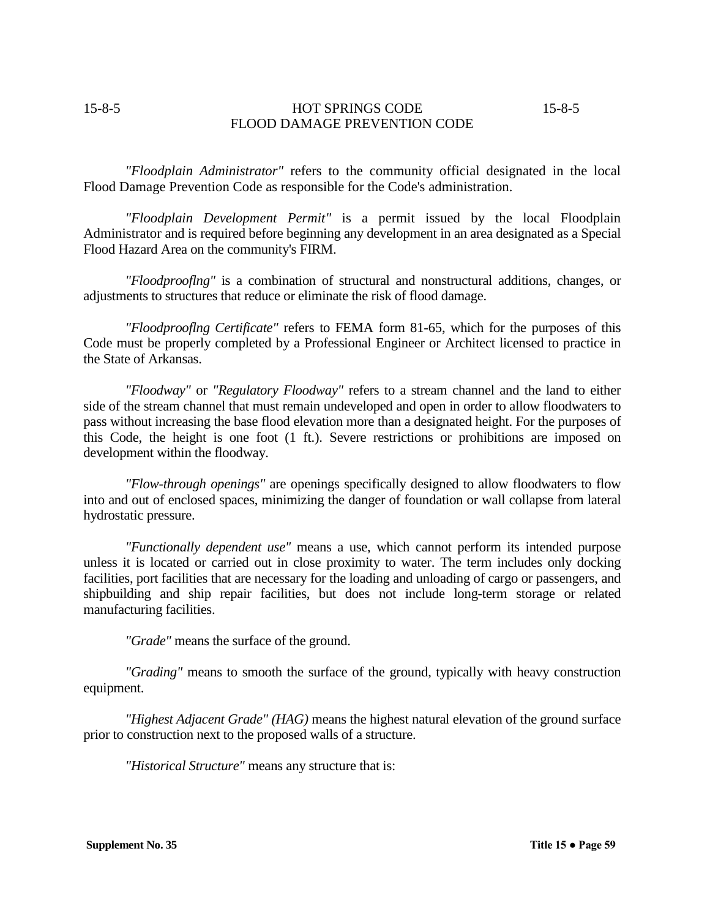*"Floodplain Administrator"* refers to the community official designated in the local Flood Damage Prevention Code as responsible for the Code's administration.

*"Floodplain Development Permit"* is a permit issued by the local Floodplain Administrator and is required before beginning any development in an area designated as a Special Flood Hazard Area on the community's FIRM.

*"Floodprooflng"* is a combination of structural and nonstructural additions, changes, or adjustments to structures that reduce or eliminate the risk of flood damage.

*"Floodprooflng Certificate"* refers to FEMA form 81-65, which for the purposes of this Code must be properly completed by a Professional Engineer or Architect licensed to practice in the State of Arkansas.

*"Floodway"* or *"Regulatory Floodway"* refers to a stream channel and the land to either side of the stream channel that must remain undeveloped and open in order to allow floodwaters to pass without increasing the base flood elevation more than a designated height. For the purposes of this Code, the height is one foot (1 ft.). Severe restrictions or prohibitions are imposed on development within the floodway.

*"Flow-through openings"* are openings specifically designed to allow floodwaters to flow into and out of enclosed spaces, minimizing the danger of foundation or wall collapse from lateral hydrostatic pressure.

*"Functionally dependent use"* means a use, which cannot perform its intended purpose unless it is located or carried out in close proximity to water. The term includes only docking facilities, port facilities that are necessary for the loading and unloading of cargo or passengers, and shipbuilding and ship repair facilities, but does not include long-term storage or related manufacturing facilities.

*"Grade"* means the surface of the ground.

*"Grading"* means to smooth the surface of the ground, typically with heavy construction equipment.

*"Highest Adjacent Grade" (HAG)* means the highest natural elevation of the ground surface prior to construction next to the proposed walls of a structure.

*"Historical Structure"* means any structure that is: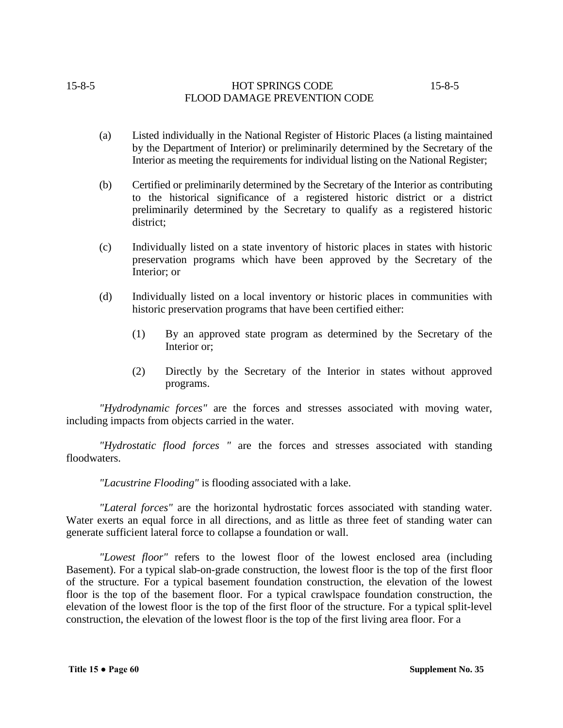(a) Listed individually in the National Register of Historic Places (a listing maintained by the Department of Interior) or preliminarily determined by the Secretary of the Interior as meeting the requirements for individual listing on the National Register;

(b) Certified or preliminarily determined by the Secretary of the Interior as contributing to the historical significance of a registered historic district or a district preliminarily determined by the Secretary to qualify as a registered historic district;

(c) Individually listed on a state inventory of historic places in states with historic preservation programs which have been approved by the Secretary of the Interior; or

(d) Individually listed on a local inventory or historic places in communities with historic preservation programs that have been certified either:

(1) By an approved state program as determined by the Secretary of the Interior or;

(2) Directly by the Secretary of the Interior in states without approved programs.

*"Hydrodynamic forces"* are the forces and stresses associated with moving water, including impacts from objects carried in the water.

*"Hydrostatic flood forces "* are the forces and stresses associated with standing floodwaters.

*"Lacustrine Flooding"* is flooding associated with a lake.

*"Lateral forces"* are the horizontal hydrostatic forces associated with standing water. Water exerts an equal force in all directions, and as little as three feet of standing water can generate sufficient lateral force to collapse a foundation or wall.

*"Lowest floor"* refers to the lowest floor of the lowest enclosed area (including Basement). For a typical slab-on-grade construction, the lowest floor is the top of the first floor of the structure. For a typical basement foundation construction, the elevation of the lowest floor is the top of the basement floor. For a typical crawlspace foundation construction, the elevation of the lowest floor is the top of the first floor of the structure. For a typical split-level construction, the elevation of the lowest floor is the top of the first living area floor. For a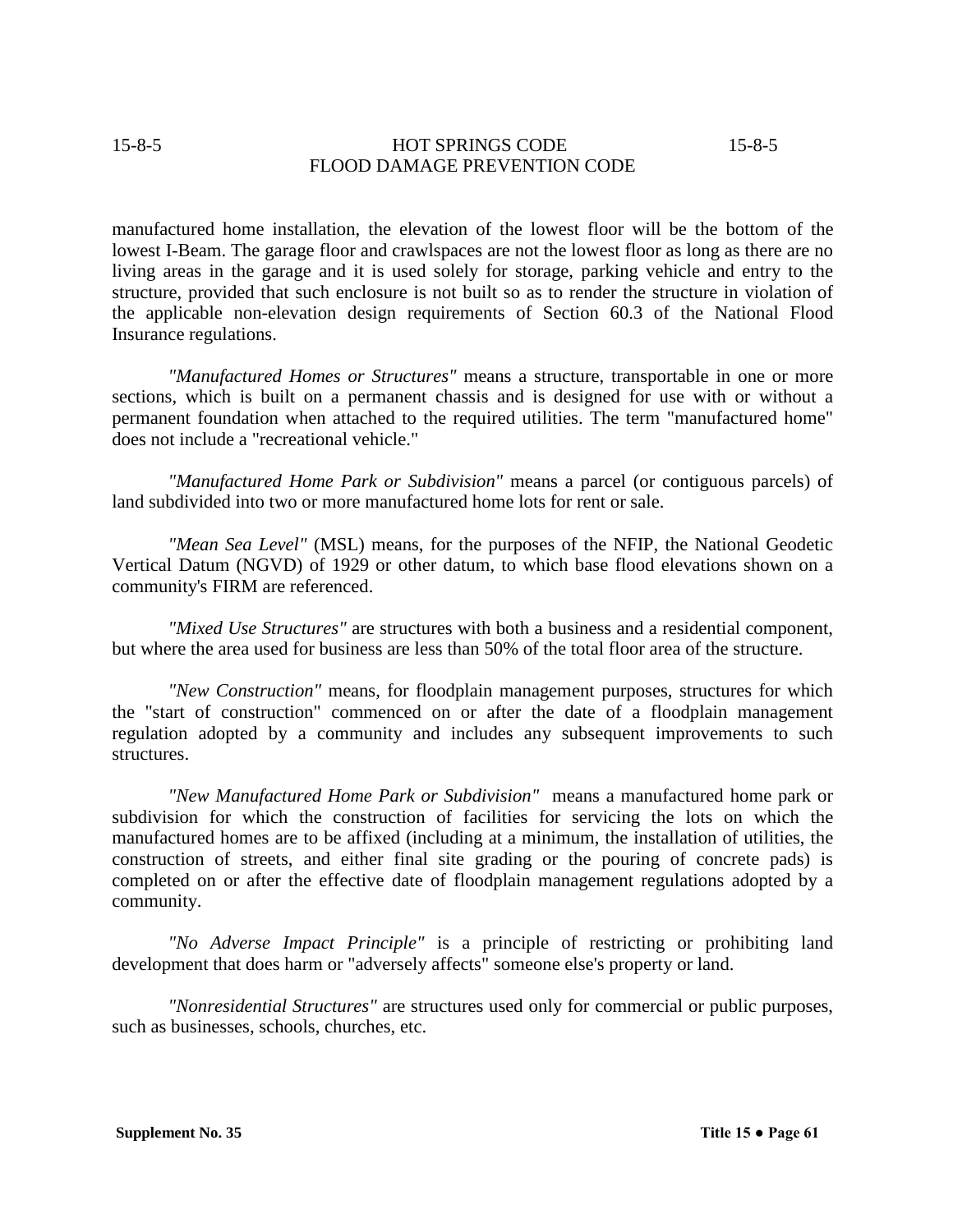manufactured home installation, the elevation of the lowest floor will be the bottom of the lowest I-Beam. The garage floor and crawlspaces are not the lowest floor as long as there are no living areas in the garage and it is used solely for storage, parking vehicle and entry to the structure, provided that such enclosure is not built so as to render the structure in violation of the applicable non-elevation design requirements of Section 60.3 of the National Flood Insurance regulations.

*"Manufactured Homes or Structures"* means a structure, transportable in one or more sections, which is built on a permanent chassis and is designed for use with or without a permanent foundation when attached to the required utilities. The term "manufactured home" does not include a "recreational vehicle."

*"Manufactured Home Park or Subdivision"* means a parcel (or contiguous parcels) of land subdivided into two or more manufactured home lots for rent or sale.

*"Mean Sea Level"* (MSL) means, for the purposes of the NFIP, the National Geodetic Vertical Datum (NGVD) of 1929 or other datum, to which base flood elevations shown on a community's FIRM are referenced.

*"Mixed Use Structures"* are structures with both a business and a residential component, but where the area used for business are less than 50% of the total floor area of the structure.

*"New Construction"* means, for floodplain management purposes, structures for which the "start of construction" commenced on or after the date of a floodplain management regulation adopted by a community and includes any subsequent improvements to such structures.

*"New Manufactured Home Park or Subdivision"* means a manufactured home park or subdivision for which the construction of facilities for servicing the lots on which the manufactured homes are to be affixed (including at a minimum, the installation of utilities, the construction of streets, and either final site grading or the pouring of concrete pads) is completed on or after the effective date of floodplain management regulations adopted by a community.

*"No Adverse Impact Principle"* is a principle of restricting or prohibiting land development that does harm or "adversely affects" someone else's property or land.

*"Nonresidential Structures"* are structures used only for commercial or public purposes, such as businesses, schools, churches, etc.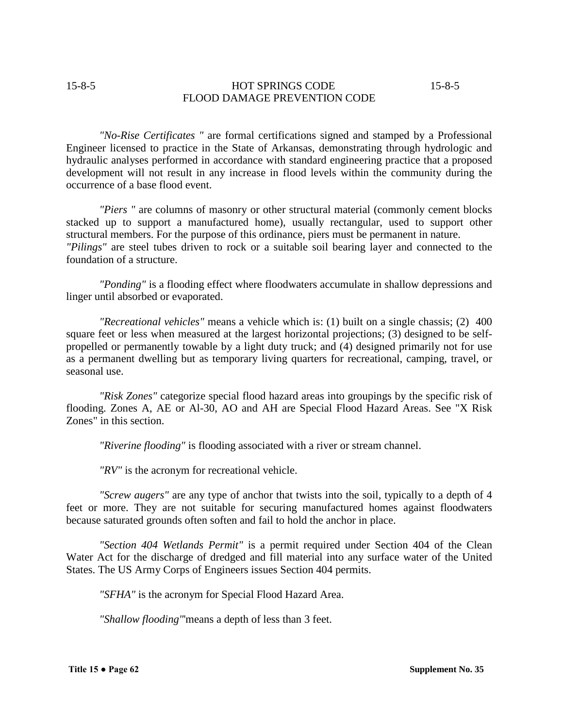*"No-Rise Certificates "* are formal certifications signed and stamped by a Professional Engineer licensed to practice in the State of Arkansas, demonstrating through hydrologic and hydraulic analyses performed in accordance with standard engineering practice that a proposed development will not result in any increase in flood levels within the community during the occurrence of a base flood event.

*"Piers "* are columns of masonry or other structural material (commonly cement blocks stacked up to support a manufactured home), usually rectangular, used to support other structural members. For the purpose of this ordinance, piers must be permanent in nature.
*"Pilings"* are steel tubes driven to rock or a suitable soil bearing layer and connected to the foundation of a structure.

*"Ponding"* is a flooding effect where floodwaters accumulate in shallow depressions and linger until absorbed or evaporated.

*"Recreational vehicles"* means a vehicle which is: (1) built on a single chassis; (2) 400 square feet or less when measured at the largest horizontal projections; (3) designed to be self-propelled or permanently towable by a light duty truck; and (4) designed primarily not for use as a permanent dwelling but as temporary living quarters for recreational, camping, travel, or seasonal use.

*"Risk Zones"* categorize special flood hazard areas into groupings by the specific risk of flooding. Zones A, AE or Al-30, AO and AH are Special Flood Hazard Areas. See "X Risk Zones" in this section.

*"Riverine flooding"* is flooding associated with a river or stream channel.

*"RV"* is the acronym for recreational vehicle.

*"Screw augers"* are any type of anchor that twists into the soil, typically to a depth of 4 feet or more. They are not suitable for securing manufactured homes against floodwaters because saturated grounds often soften and fail to hold the anchor in place.

*"Section 404 Wetlands Permit"* is a permit required under Section 404 of the Clean Water Act for the discharge of dredged and fill material into any surface water of the United States. The US Army Corps of Engineers issues Section 404 permits.

*"SFHA"* is the acronym for Special Flood Hazard Area.

*"Shallow flooding"*'means a depth of less than 3 feet.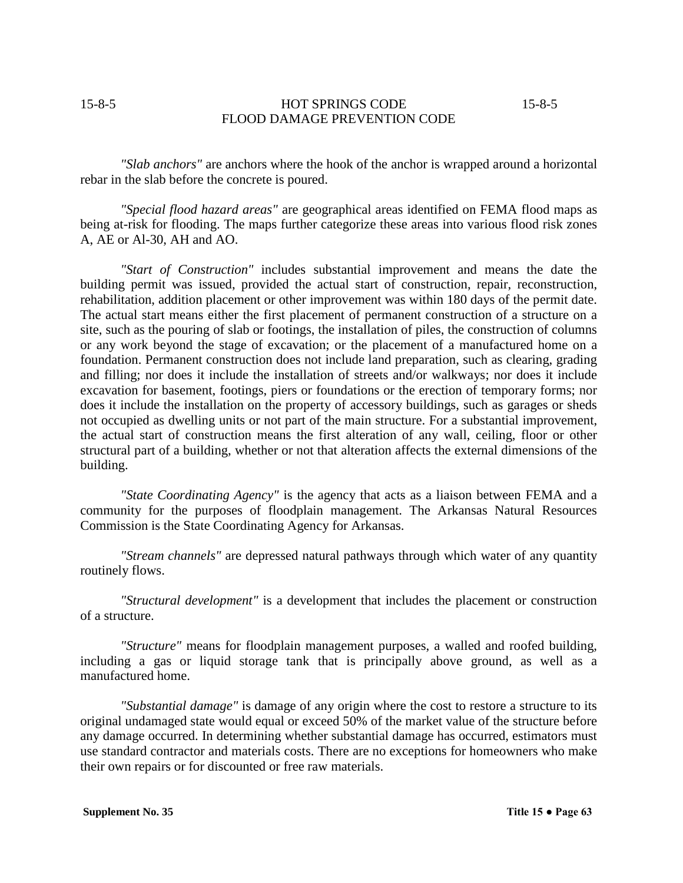*"Slab anchors"* are anchors where the hook of the anchor is wrapped around a horizontal rebar in the slab before the concrete is poured.

*"Special flood hazard areas"* are geographical areas identified on FEMA flood maps as being at-risk for flooding. The maps further categorize these areas into various flood risk zones A, AE or Al-30, AH and AO.

*"Start of Construction"* includes substantial improvement and means the date the building permit was issued, provided the actual start of construction, repair, reconstruction, rehabilitation, addition placement or other improvement was within 180 days of the permit date. The actual start means either the first placement of permanent construction of a structure on a site, such as the pouring of slab or footings, the installation of piles, the construction of columns or any work beyond the stage of excavation; or the placement of a manufactured home on a foundation. Permanent construction does not include land preparation, such as clearing, grading and filling; nor does it include the installation of streets and/or walkways; nor does it include excavation for basement, footings, piers or foundations or the erection of temporary forms; nor does it include the installation on the property of accessory buildings, such as garages or sheds not occupied as dwelling units or not part of the main structure. For a substantial improvement, the actual start of construction means the first alteration of any wall, ceiling, floor or other structural part of a building, whether or not that alteration affects the external dimensions of the building.

*"State Coordinating Agency"* is the agency that acts as a liaison between FEMA and a community for the purposes of floodplain management. The Arkansas Natural Resources Commission is the State Coordinating Agency for Arkansas.

*"Stream channels"* are depressed natural pathways through which water of any quantity routinely flows.

*"Structural development"* is a development that includes the placement or construction of a structure.

*"Structure"* means for floodplain management purposes, a walled and roofed building, including a gas or liquid storage tank that is principally above ground, as well as a manufactured home.

*"Substantial damage"* is damage of any origin where the cost to restore a structure to its original undamaged state would equal or exceed 50% of the market value of the structure before any damage occurred. In determining whether substantial damage has occurred, estimators must use standard contractor and materials costs. There are no exceptions for homeowners who make their own repairs or for discounted or free raw materials.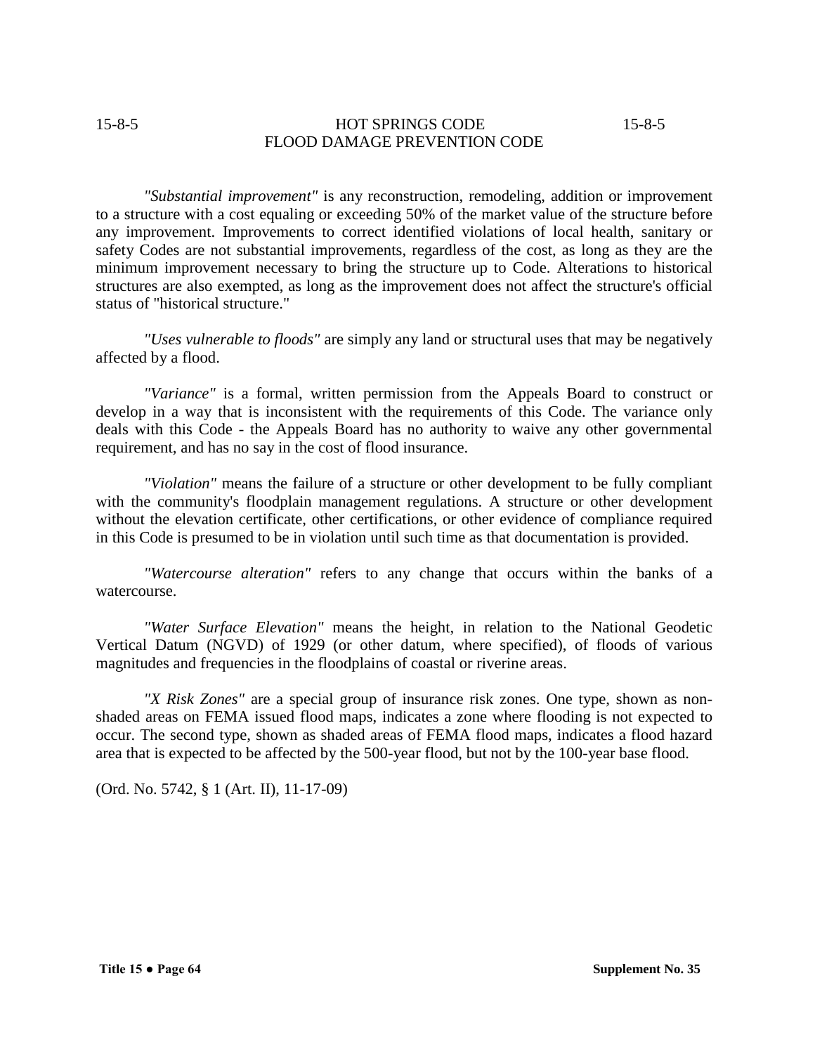*"Substantial improvement"* is any reconstruction, remodeling, addition or improvement to a structure with a cost equaling or exceeding 50% of the market value of the structure before any improvement. Improvements to correct identified violations of local health, sanitary or safety Codes are not substantial improvements, regardless of the cost, as long as they are the minimum improvement necessary to bring the structure up to Code. Alterations to historical structures are also exempted, as long as the improvement does not affect the structure's official status of "historical structure."

*"Uses vulnerable to floods"* are simply any land or structural uses that may be negatively affected by a flood.

*"Variance"* is a formal, written permission from the Appeals Board to construct or develop in a way that is inconsistent with the requirements of this Code. The variance only deals with this Code - the Appeals Board has no authority to waive any other governmental requirement, and has no say in the cost of flood insurance.

*"Violation"* means the failure of a structure or other development to be fully compliant with the community's floodplain management regulations. A structure or other development without the elevation certificate, other certifications, or other evidence of compliance required in this Code is presumed to be in violation until such time as that documentation is provided.

*"Watercourse alteration"* refers to any change that occurs within the banks of a watercourse.

*"Water Surface Elevation"* means the height, in relation to the National Geodetic Vertical Datum (NGVD) of 1929 (or other datum, where specified), of floods of various magnitudes and frequencies in the floodplains of coastal or riverine areas.

*"X Risk Zones"* are a special group of insurance risk zones. One type, shown as non-shaded areas on FEMA issued flood maps, indicates a zone where flooding is not expected to occur. The second type, shown as shaded areas of FEMA flood maps, indicates a flood hazard area that is expected to be affected by the 500-year flood, but not by the 100-year base flood.

(Ord. No. 5742, § 1 (Art. II), 11-17-09)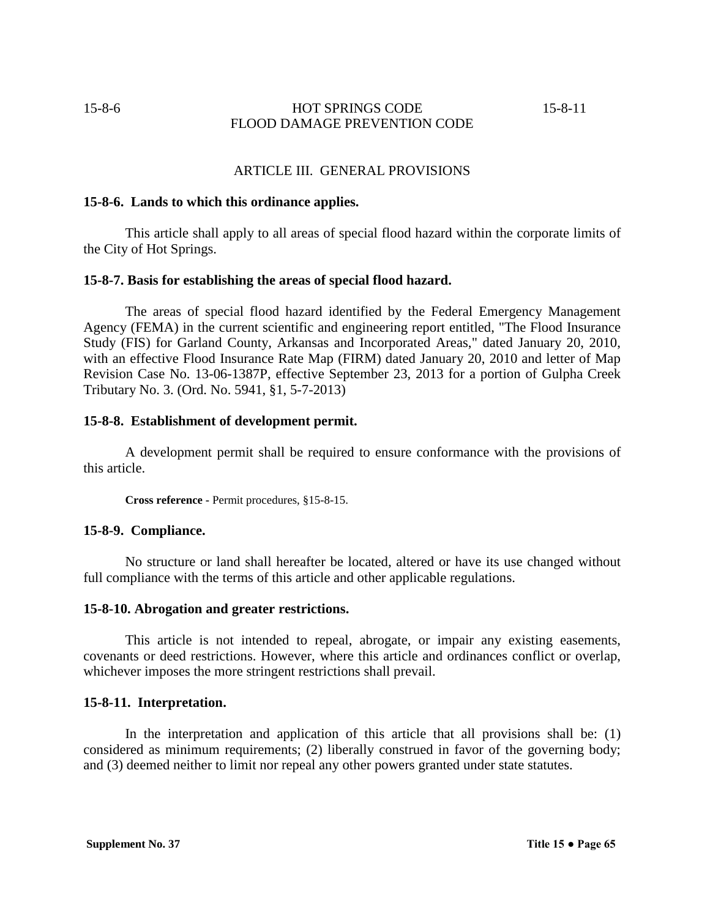## ARTICLE III. GENERAL PROVISIONS

**15-8-6. Lands to which this ordinance applies.**

This article shall apply to all areas of special flood hazard within the corporate limits of the City of Hot Springs.

**15-8-7. Basis for establishing the areas of special flood hazard.**

The areas of special flood hazard identified by the Federal Emergency Management Agency (FEMA) in the current scientific and engineering report entitled, "The Flood Insurance Study (FIS) for Garland County, Arkansas and Incorporated Areas," dated January 20, 2010, with an effective Flood Insurance Rate Map (FIRM) dated January 20, 2010 and letter of Map Revision Case No. 13-06-1387P, effective September 23, 2013 for a portion of Gulpha Creek Tributary No. 3. (Ord. No. 5941, §1, 5-7-2013)

**15-8-8. Establishment of development permit.**

A development permit shall be required to ensure conformance with the provisions of this article.

**Cross reference -** Permit procedures, §15-8-15.

**15-8-9. Compliance.**

No structure or land shall hereafter be located, altered or have its use changed without full compliance with the terms of this article and other applicable regulations.

**15-8-10. Abrogation and greater restrictions.**

This article is not intended to repeal, abrogate, or impair any existing easements, covenants or deed restrictions. However, where this article and ordinances conflict or overlap, whichever imposes the more stringent restrictions shall prevail.

**15-8-11. Interpretation.**

In the interpretation and application of this article that all provisions shall be: (1) considered as minimum requirements; (2) liberally construed in favor of the governing body; and (3) deemed neither to limit nor repeal any other powers granted under state statutes.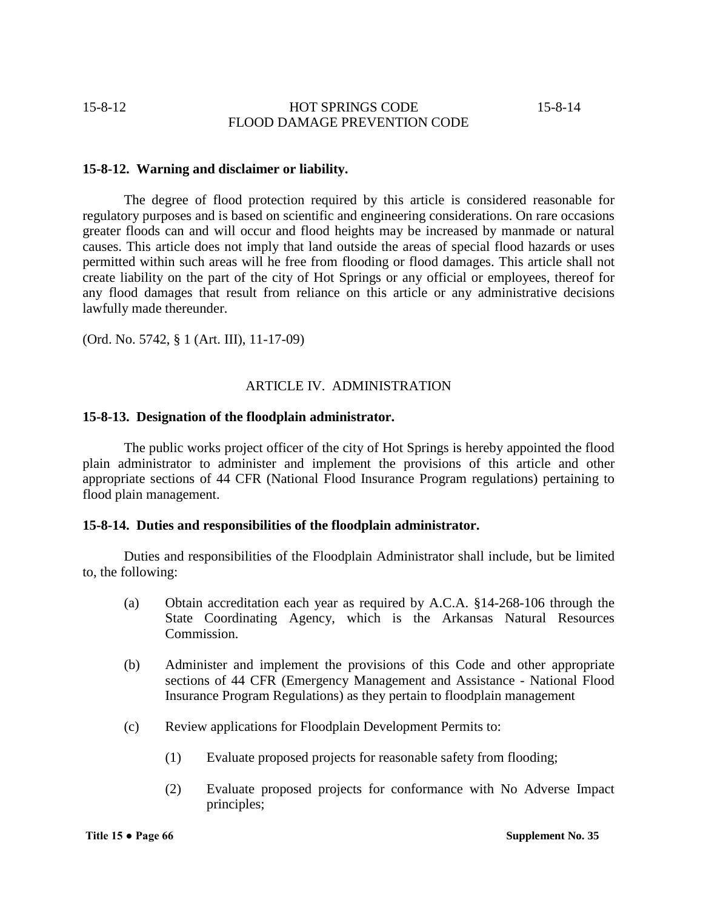**15-8-12. Warning and disclaimer or liability.**

The degree of flood protection required by this article is considered reasonable for regulatory purposes and is based on scientific and engineering considerations. On rare occasions greater floods can and will occur and flood heights may be increased by manmade or natural causes. This article does not imply that land outside the areas of special flood hazards or uses permitted within such areas will he free from flooding or flood damages. This article shall not create liability on the part of the city of Hot Springs or any official or employees, thereof for any flood damages that result from reliance on this article or any administrative decisions lawfully made thereunder.

(Ord. No. 5742, § 1 (Art. III), 11-17-09)

## ARTICLE IV. ADMINISTRATION

**15-8-13. Designation of the floodplain administrator.**

The public works project officer of the city of Hot Springs is hereby appointed the flood plain administrator to administer and implement the provisions of this article and other appropriate sections of 44 CFR (National Flood Insurance Program regulations) pertaining to flood plain management.

**15-8-14. Duties and responsibilities of the floodplain administrator.**

Duties and responsibilities of the Floodplain Administrator shall include, but be limited to, the following:

(a) Obtain accreditation each year as required by A.C.A. §14-268-106 through the State Coordinating Agency, which is the Arkansas Natural Resources Commission.

(b) Administer and implement the provisions of this Code and other appropriate sections of 44 CFR (Emergency Management and Assistance - National Flood Insurance Program Regulations) as they pertain to floodplain management

(c) Review applications for Floodplain Development Permits to:

(1) Evaluate proposed projects for reasonable safety from flooding;

(2) Evaluate proposed projects for conformance with No Adverse Impact principles;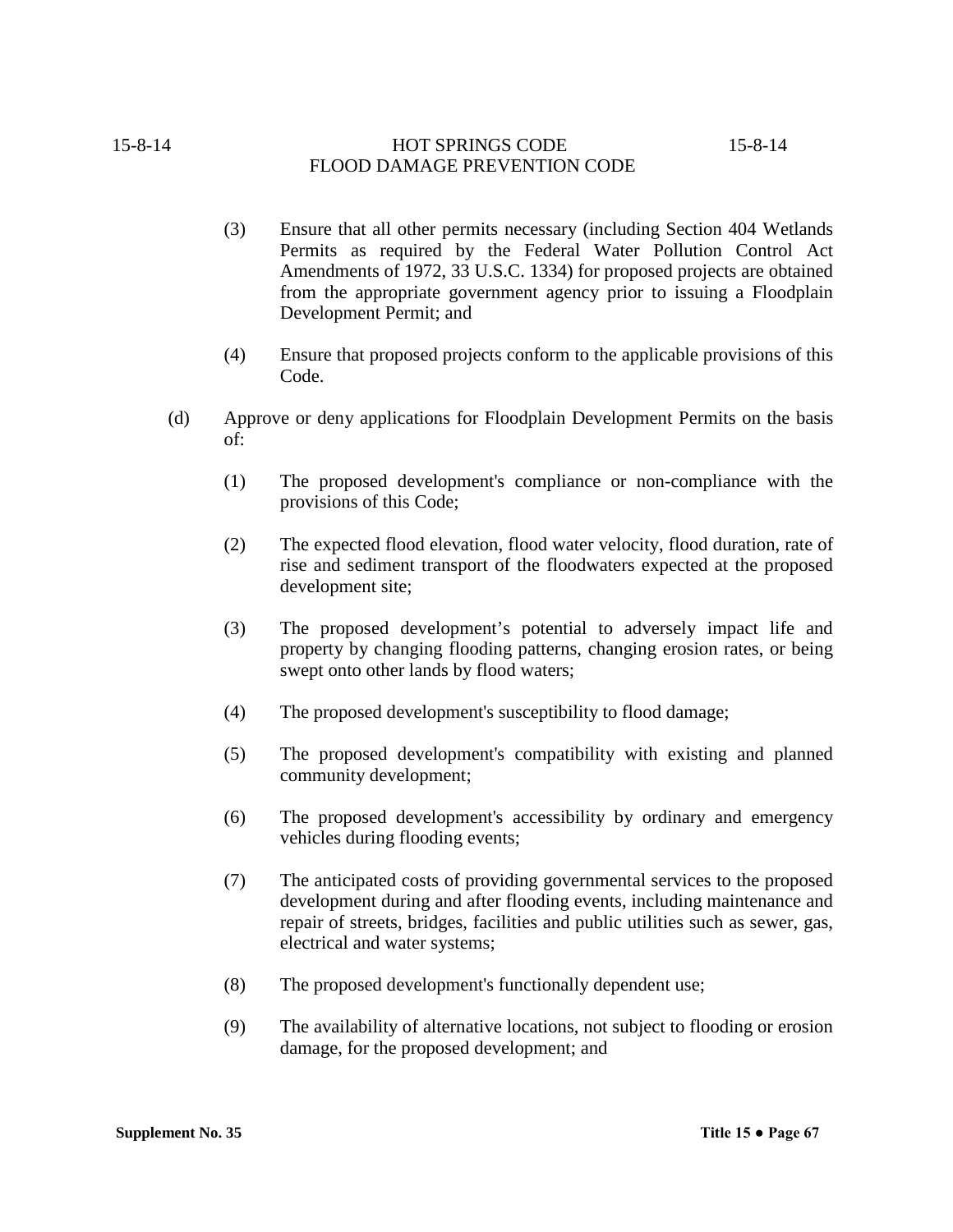(3) Ensure that all other permits necessary (including Section 404 Wetlands Permits as required by the Federal Water Pollution Control Act Amendments of 1972, 33 U.S.C. 1334) for proposed projects are obtained from the appropriate government agency prior to issuing a Floodplain Development Permit; and

(4) Ensure that proposed projects conform to the applicable provisions of this Code.

(d) Approve or deny applications for Floodplain Development Permits on the basis of:

(1) The proposed development's compliance or non-compliance with the provisions of this Code;

(2) The expected flood elevation, flood water velocity, flood duration, rate of rise and sediment transport of the floodwaters expected at the proposed development site;

(3) The proposed development's potential to adversely impact life and property by changing flooding patterns, changing erosion rates, or being swept onto other lands by flood waters;

(4) The proposed development's susceptibility to flood damage;

(5) The proposed development's compatibility with existing and planned community development;

(6) The proposed development's accessibility by ordinary and emergency vehicles during flooding events;

(7) The anticipated costs of providing governmental services to the proposed development during and after flooding events, including maintenance and repair of streets, bridges, facilities and public utilities such as sewer, gas, electrical and water systems;

(8) The proposed development's functionally dependent use;

(9) The availability of alternative locations, not subject to flooding or erosion damage, for the proposed development; and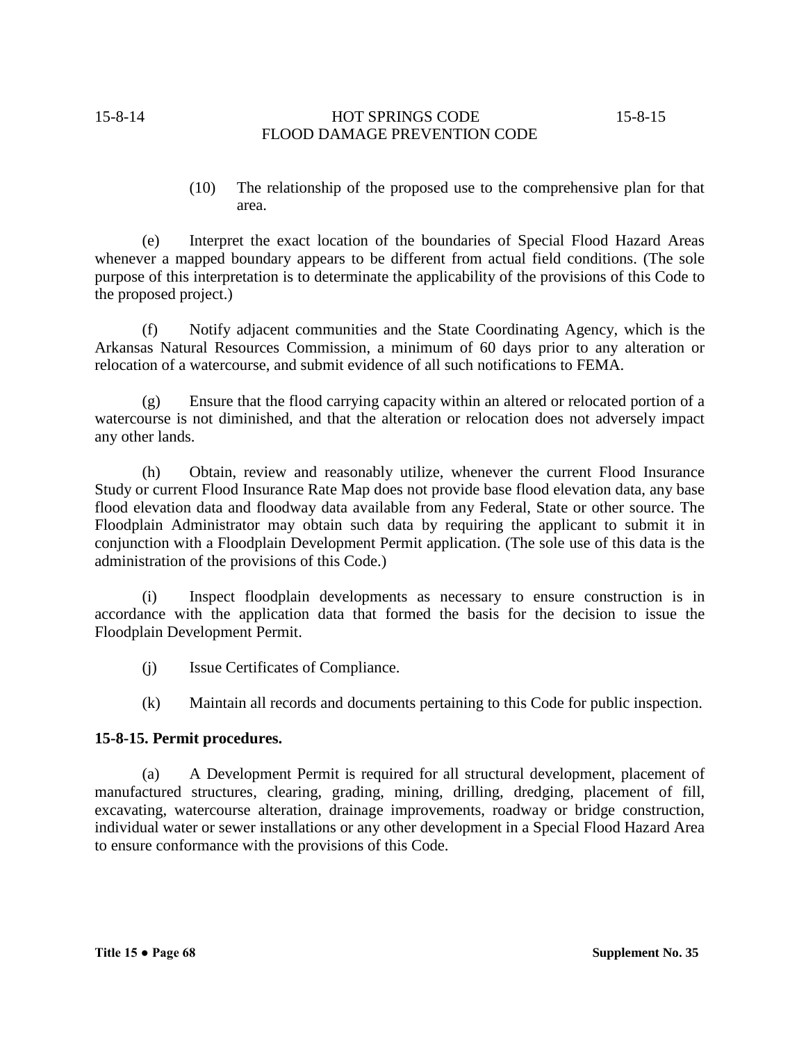(10) The relationship of the proposed use to the comprehensive plan for that area.

(e) Interpret the exact location of the boundaries of Special Flood Hazard Areas whenever a mapped boundary appears to be different from actual field conditions. (The sole purpose of this interpretation is to determinate the applicability of the provisions of this Code to the proposed project.)

(f) Notify adjacent communities and the State Coordinating Agency, which is the Arkansas Natural Resources Commission, a minimum of 60 days prior to any alteration or relocation of a watercourse, and submit evidence of all such notifications to FEMA.

(g) Ensure that the flood carrying capacity within an altered or relocated portion of a watercourse is not diminished, and that the alteration or relocation does not adversely impact any other lands.

(h) Obtain, review and reasonably utilize, whenever the current Flood Insurance Study or current Flood Insurance Rate Map does not provide base flood elevation data, any base flood elevation data and floodway data available from any Federal, State or other source. The Floodplain Administrator may obtain such data by requiring the applicant to submit it in conjunction with a Floodplain Development Permit application. (The sole use of this data is the administration of the provisions of this Code.)

(i) Inspect floodplain developments as necessary to ensure construction is in accordance with the application data that formed the basis for the decision to issue the Floodplain Development Permit.

(j) Issue Certificates of Compliance.

(k) Maintain all records and documents pertaining to this Code for public inspection.

**15-8-15. Permit procedures.**

(a) A Development Permit is required for all structural development, placement of manufactured structures, clearing, grading, mining, drilling, dredging, placement of fill, excavating, watercourse alteration, drainage improvements, roadway or bridge construction, individual water or sewer installations or any other development in a Special Flood Hazard Area to ensure conformance with the provisions of this Code.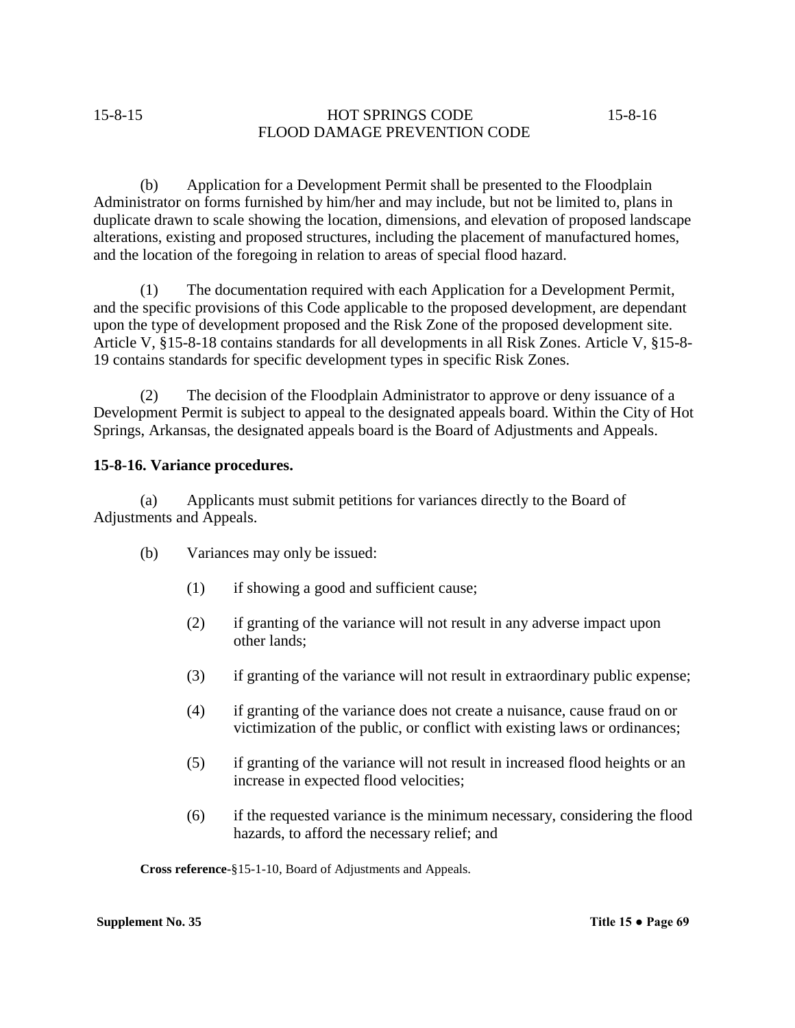(b) Application for a Development Permit shall be presented to the Floodplain Administrator on forms furnished by him/her and may include, but not be limited to, plans in duplicate drawn to scale showing the location, dimensions, and elevation of proposed landscape alterations, existing and proposed structures, including the placement of manufactured homes, and the location of the foregoing in relation to areas of special flood hazard.

(1) The documentation required with each Application for a Development Permit, and the specific provisions of this Code applicable to the proposed development, are dependant upon the type of development proposed and the Risk Zone of the proposed development site. Article V, §15-8-18 contains standards for all developments in all Risk Zones. Article V, §15-8-19 contains standards for specific development types in specific Risk Zones.

(2) The decision of the Floodplain Administrator to approve or deny issuance of a Development Permit is subject to appeal to the designated appeals board. Within the City of Hot Springs, Arkansas, the designated appeals board is the Board of Adjustments and Appeals.

**15-8-16. Variance procedures.**

(a) Applicants must submit petitions for variances directly to the Board of Adjustments and Appeals.

(b) Variances may only be issued:

(1) if showing a good and sufficient cause;

(2) if granting of the variance will not result in any adverse impact upon other lands;

(3) if granting of the variance will not result in extraordinary public expense;

(4) if granting of the variance does not create a nuisance, cause fraud on or victimization of the public, or conflict with existing laws or ordinances;

(5) if granting of the variance will not result in increased flood heights or an increase in expected flood velocities;

(6) if the requested variance is the minimum necessary, considering the flood hazards, to afford the necessary relief; and

**Cross reference-**§15-1-10, Board of Adjustments and Appeals.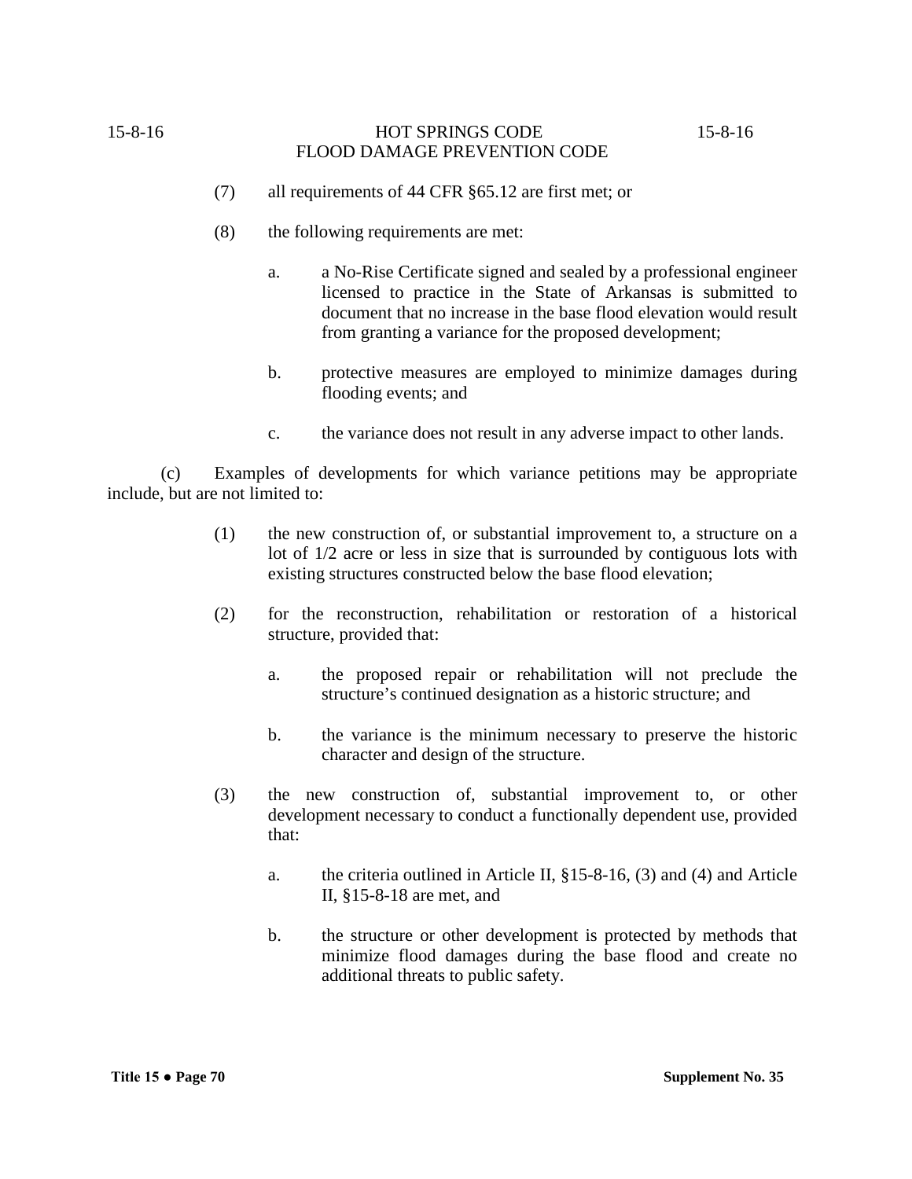(7) all requirements of 44 CFR §65.12 are first met; or

(8) the following requirements are met:

a. a No-Rise Certificate signed and sealed by a professional engineer licensed to practice in the State of Arkansas is submitted to document that no increase in the base flood elevation would result from granting a variance for the proposed development;

b. protective measures are employed to minimize damages during flooding events; and

c. the variance does not result in any adverse impact to other lands.

(c) Examples of developments for which variance petitions may be appropriate include, but are not limited to:

(1) the new construction of, or substantial improvement to, a structure on a lot of 1/2 acre or less in size that is surrounded by contiguous lots with existing structures constructed below the base flood elevation;

(2) for the reconstruction, rehabilitation or restoration of a historical structure, provided that:

a. the proposed repair or rehabilitation will not preclude the structure's continued designation as a historic structure; and

b. the variance is the minimum necessary to preserve the historic character and design of the structure.

(3) the new construction of, substantial improvement to, or other development necessary to conduct a functionally dependent use, provided that:

a. the criteria outlined in Article II, §15-8-16, (3) and (4) and Article II, §15-8-18 are met, and

b. the structure or other development is protected by methods that minimize flood damages during the base flood and create no additional threats to public safety.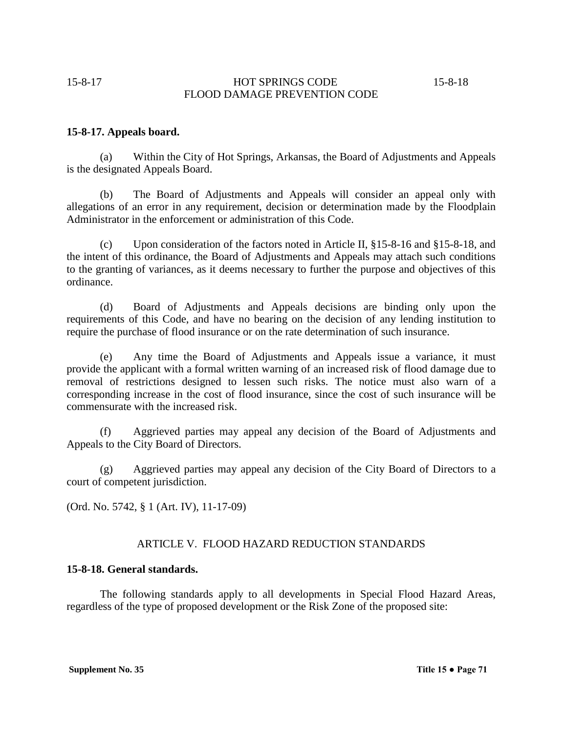### 15-8-17. Appeals board.

(a) Within the City of Hot Springs, Arkansas, the Board of Adjustments and Appeals is the designated Appeals Board.

(b) The Board of Adjustments and Appeals will consider an appeal only with allegations of an error in any requirement, decision or determination made by the Floodplain Administrator in the enforcement or administration of this Code.

(c) Upon consideration of the factors noted in Article II, §15-8-16 and §15-8-18, and the intent of this ordinance, the Board of Adjustments and Appeals may attach such conditions to the granting of variances, as it deems necessary to further the purpose and objectives of this ordinance.

(d) Board of Adjustments and Appeals decisions are binding only upon the requirements of this Code, and have no bearing on the decision of any lending institution to require the purchase of flood insurance or on the rate determination of such insurance.

(e) Any time the Board of Adjustments and Appeals issue a variance, it must provide the applicant with a formal written warning of an increased risk of flood damage due to removal of restrictions designed to lessen such risks. The notice must also warn of a corresponding increase in the cost of flood insurance, since the cost of such insurance will be commensurate with the increased risk.

(f) Aggrieved parties may appeal any decision of the Board of Adjustments and Appeals to the City Board of Directors.

(g) Aggrieved parties may appeal any decision of the City Board of Directors to a court of competent jurisdiction.

(Ord. No. 5742, § 1 (Art. IV), 11-17-09)

## ARTICLE V. FLOOD HAZARD REDUCTION STANDARDS

### 15-8-18. General standards.

The following standards apply to all developments in Special Flood Hazard Areas, regardless of the type of proposed development or the Risk Zone of the proposed site: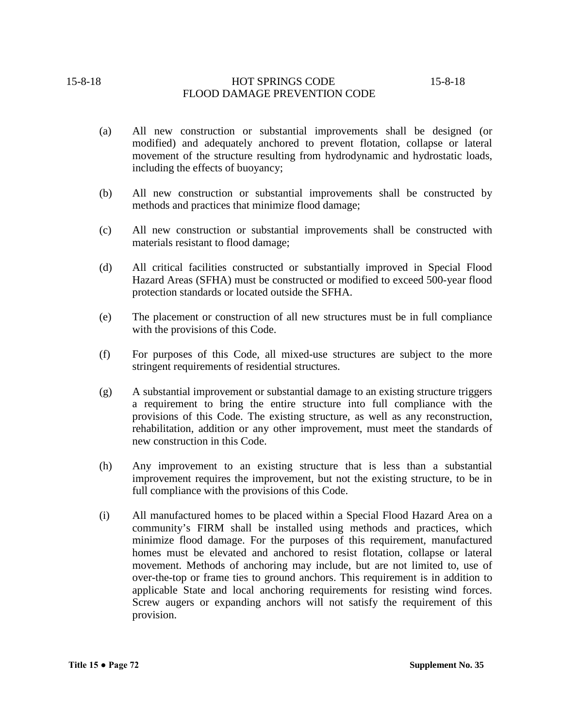(a) All new construction or substantial improvements shall be designed (or modified) and adequately anchored to prevent flotation, collapse or lateral movement of the structure resulting from hydrodynamic and hydrostatic loads, including the effects of buoyancy;

(b) All new construction or substantial improvements shall be constructed by methods and practices that minimize flood damage;

(c) All new construction or substantial improvements shall be constructed with materials resistant to flood damage;

(d) All critical facilities constructed or substantially improved in Special Flood Hazard Areas (SFHA) must be constructed or modified to exceed 500-year flood protection standards or located outside the SFHA.

(e) The placement or construction of all new structures must be in full compliance with the provisions of this Code.

(f) For purposes of this Code, all mixed-use structures are subject to the more stringent requirements of residential structures.

(g) A substantial improvement or substantial damage to an existing structure triggers a requirement to bring the entire structure into full compliance with the provisions of this Code. The existing structure, as well as any reconstruction, rehabilitation, addition or any other improvement, must meet the standards of new construction in this Code.

(h) Any improvement to an existing structure that is less than a substantial improvement requires the improvement, but not the existing structure, to be in full compliance with the provisions of this Code.

(i) All manufactured homes to be placed within a Special Flood Hazard Area on a community's FIRM shall be installed using methods and practices, which minimize flood damage. For the purposes of this requirement, manufactured homes must be elevated and anchored to resist flotation, collapse or lateral movement. Methods of anchoring may include, but are not limited to, use of over-the-top or frame ties to ground anchors. This requirement is in addition to applicable State and local anchoring requirements for resisting wind forces. Screw augers or expanding anchors will not satisfy the requirement of this provision.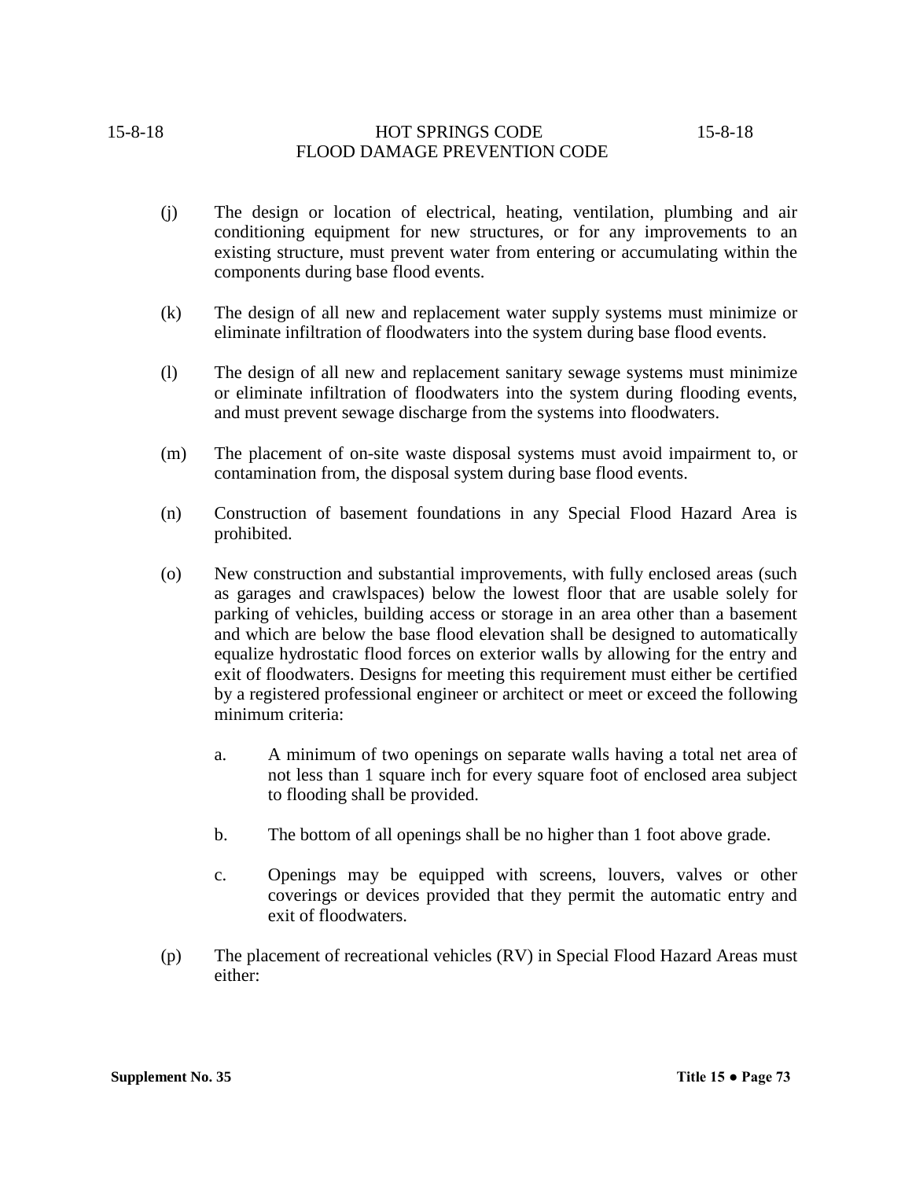(j) The design or location of electrical, heating, ventilation, plumbing and air conditioning equipment for new structures, or for any improvements to an existing structure, must prevent water from entering or accumulating within the components during base flood events.

(k) The design of all new and replacement water supply systems must minimize or eliminate infiltration of floodwaters into the system during base flood events.

(l) The design of all new and replacement sanitary sewage systems must minimize or eliminate infiltration of floodwaters into the system during flooding events, and must prevent sewage discharge from the systems into floodwaters.

(m) The placement of on-site waste disposal systems must avoid impairment to, or contamination from, the disposal system during base flood events.

(n) Construction of basement foundations in any Special Flood Hazard Area is prohibited.

(o) New construction and substantial improvements, with fully enclosed areas (such as garages and crawlspaces) below the lowest floor that are usable solely for parking of vehicles, building access or storage in an area other than a basement and which are below the base flood elevation shall be designed to automatically equalize hydrostatic flood forces on exterior walls by allowing for the entry and exit of floodwaters. Designs for meeting this requirement must either be certified by a registered professional engineer or architect or meet or exceed the following minimum criteria:

   a. A minimum of two openings on separate walls having a total net area of not less than 1 square inch for every square foot of enclosed area subject to flooding shall be provided.

   b. The bottom of all openings shall be no higher than 1 foot above grade.

   c. Openings may be equipped with screens, louvers, valves or other coverings or devices provided that they permit the automatic entry and exit of floodwaters.

(p) The placement of recreational vehicles (RV) in Special Flood Hazard Areas must either: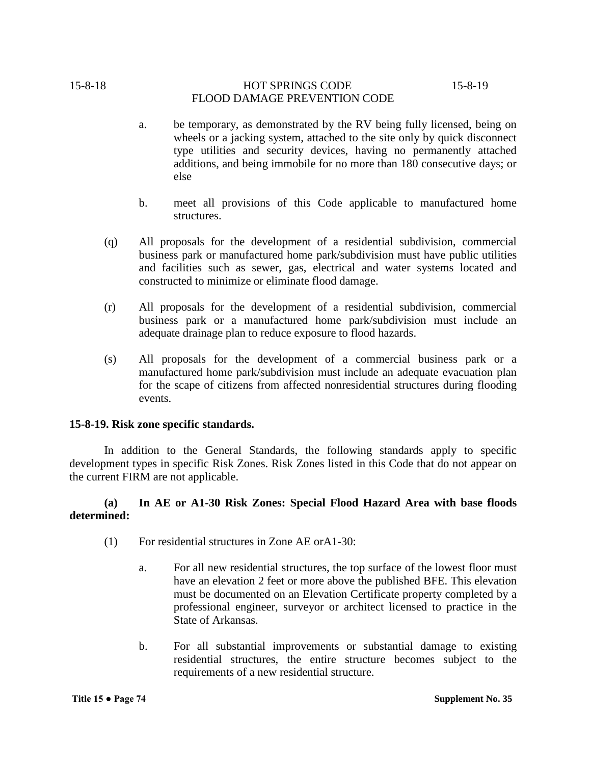a. be temporary, as demonstrated by the RV being fully licensed, being on wheels or a jacking system, attached to the site only by quick disconnect type utilities and security devices, having no permanently attached additions, and being immobile for no more than 180 consecutive days; or else

b. meet all provisions of this Code applicable to manufactured home structures.

(q) All proposals for the development of a residential subdivision, commercial business park or manufactured home park/subdivision must have public utilities and facilities such as sewer, gas, electrical and water systems located and constructed to minimize or eliminate flood damage.

(r) All proposals for the development of a residential subdivision, commercial business park or a manufactured home park/subdivision must include an adequate drainage plan to reduce exposure to flood hazards.

(s) All proposals for the development of a commercial business park or a manufactured home park/subdivision must include an adequate evacuation plan for the scape of citizens from affected nonresidential structures during flooding events.

**15-8-19. Risk zone specific standards.**

In addition to the General Standards, the following standards apply to specific development types in specific Risk Zones. Risk Zones listed in this Code that do not appear on the current FIRM are not applicable.

**(a) In AE or A1-30 Risk Zones: Special Flood Hazard Area with base floods determined:**

(1) For residential structures in Zone AE orA1-30:

a. For all new residential structures, the top surface of the lowest floor must have an elevation 2 feet or more above the published BFE. This elevation must be documented on an Elevation Certificate property completed by a professional engineer, surveyor or architect licensed to practice in the State of Arkansas.

b. For all substantial improvements or substantial damage to existing residential structures, the entire structure becomes subject to the requirements of a new residential structure.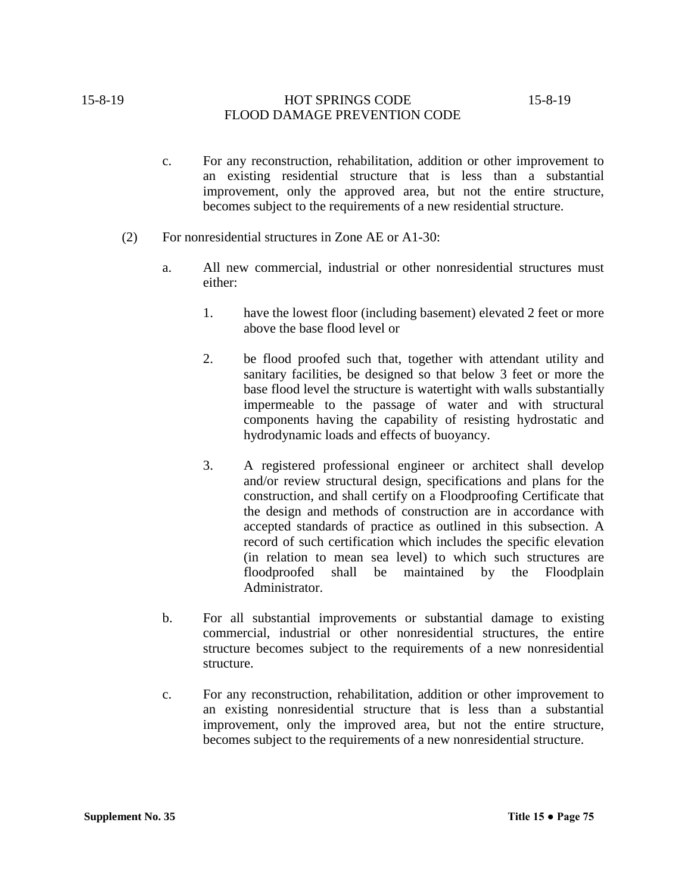c. For any reconstruction, rehabilitation, addition or other improvement to an existing residential structure that is less than a substantial improvement, only the approved area, but not the entire structure, becomes subject to the requirements of a new residential structure.

(2) For nonresidential structures in Zone AE or A1-30:

a. All new commercial, industrial or other nonresidential structures must either:

1. have the lowest floor (including basement) elevated 2 feet or more above the base flood level or

2. be flood proofed such that, together with attendant utility and sanitary facilities, be designed so that below 3 feet or more the base flood level the structure is watertight with walls substantially impermeable to the passage of water and with structural components having the capability of resisting hydrostatic and hydrodynamic loads and effects of buoyancy.

3. A registered professional engineer or architect shall develop and/or review structural design, specifications and plans for the construction, and shall certify on a Floodproofing Certificate that the design and methods of construction are in accordance with accepted standards of practice as outlined in this subsection. A record of such certification which includes the specific elevation (in relation to mean sea level) to which such structures are floodproofed shall be maintained by the Floodplain Administrator.

b. For all substantial improvements or substantial damage to existing commercial, industrial or other nonresidential structures, the entire structure becomes subject to the requirements of a new nonresidential structure.

c. For any reconstruction, rehabilitation, addition or other improvement to an existing nonresidential structure that is less than a substantial improvement, only the improved area, but not the entire structure, becomes subject to the requirements of a new nonresidential structure.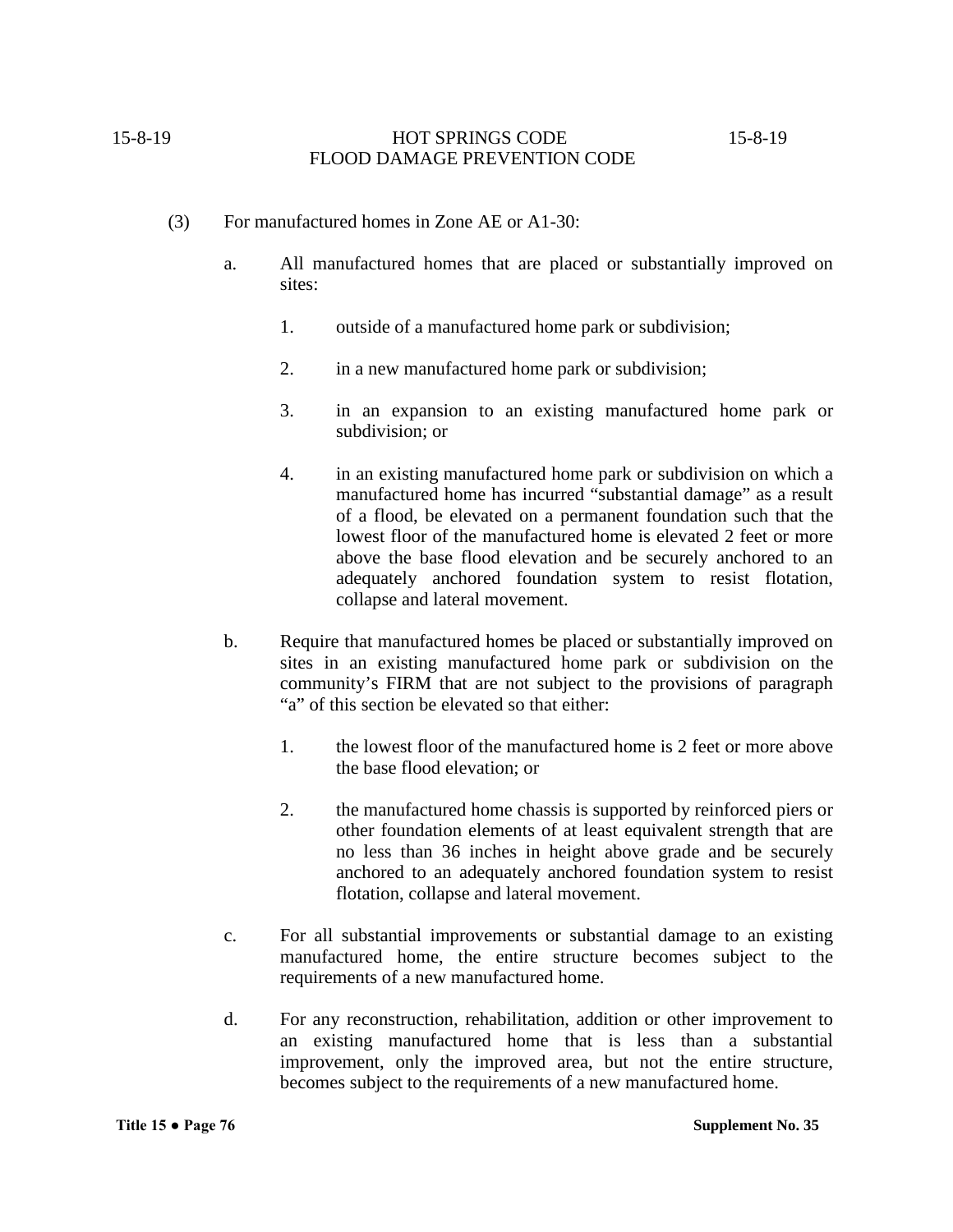(3) For manufactured homes in Zone AE or A1-30:

a. All manufactured homes that are placed or substantially improved on sites:

1. outside of a manufactured home park or subdivision;

2. in a new manufactured home park or subdivision;

3. in an expansion to an existing manufactured home park or subdivision; or

4. in an existing manufactured home park or subdivision on which a manufactured home has incurred "substantial damage" as a result of a flood, be elevated on a permanent foundation such that the lowest floor of the manufactured home is elevated 2 feet or more above the base flood elevation and be securely anchored to an adequately anchored foundation system to resist flotation, collapse and lateral movement.

b. Require that manufactured homes be placed or substantially improved on sites in an existing manufactured home park or subdivision on the community's FIRM that are not subject to the provisions of paragraph "a" of this section be elevated so that either:

1. the lowest floor of the manufactured home is 2 feet or more above the base flood elevation; or

2. the manufactured home chassis is supported by reinforced piers or other foundation elements of at least equivalent strength that are no less than 36 inches in height above grade and be securely anchored to an adequately anchored foundation system to resist flotation, collapse and lateral movement.

c. For all substantial improvements or substantial damage to an existing manufactured home, the entire structure becomes subject to the requirements of a new manufactured home.

d. For any reconstruction, rehabilitation, addition or other improvement to an existing manufactured home that is less than a substantial improvement, only the improved area, but not the entire structure, becomes subject to the requirements of a new manufactured home.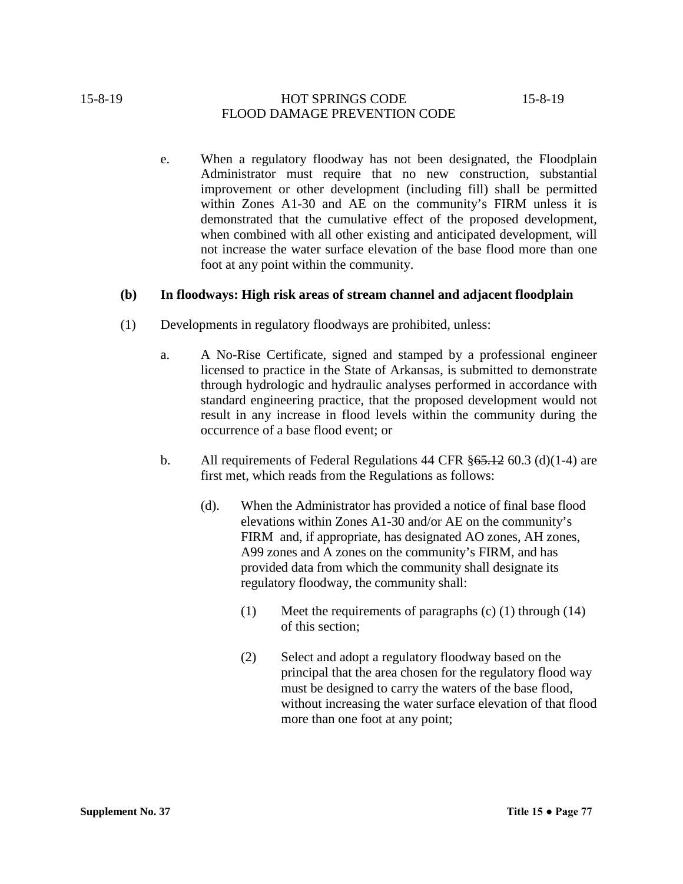e. When a regulatory floodway has not been designated, the Floodplain Administrator must require that no new construction, substantial improvement or other development (including fill) shall be permitted within Zones A1-30 and AE on the community's FIRM unless it is demonstrated that the cumulative effect of the proposed development, when combined with all other existing and anticipated development, will not increase the water surface elevation of the base flood more than one foot at any point within the community.

**(b) In floodways: High risk areas of stream channel and adjacent floodplain**

(1) Developments in regulatory floodways are prohibited, unless:

a. A No-Rise Certificate, signed and stamped by a professional engineer licensed to practice in the State of Arkansas, is submitted to demonstrate through hydrologic and hydraulic analyses performed in accordance with standard engineering practice, that the proposed development would not result in any increase in flood levels within the community during the occurrence of a base flood event; or

b. All requirements of Federal Regulations 44 CFR §~~65.12~~ 60.3 (d)(1-4) are first met, which reads from the Regulations as follows:

(d). When the Administrator has provided a notice of final base flood elevations within Zones A1-30 and/or AE on the community's FIRM and, if appropriate, has designated AO zones, AH zones, A99 zones and A zones on the community's FIRM, and has provided data from which the community shall designate its regulatory floodway, the community shall:

(1) Meet the requirements of paragraphs (c) (1) through (14) of this section;

(2) Select and adopt a regulatory floodway based on the principal that the area chosen for the regulatory flood way must be designed to carry the waters of the base flood, without increasing the water surface elevation of that flood more than one foot at any point;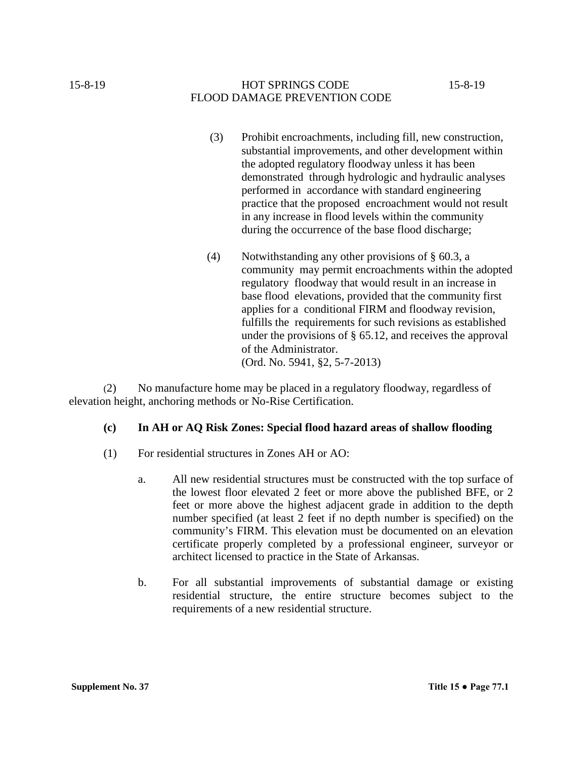(3) Prohibit encroachments, including fill, new construction, substantial improvements, and other development within the adopted regulatory floodway unless it has been demonstrated through hydrologic and hydraulic analyses performed in accordance with standard engineering practice that the proposed encroachment would not result in any increase in flood levels within the community during the occurrence of the base flood discharge;

(4) Notwithstanding any other provisions of § 60.3, a community may permit encroachments within the adopted regulatory floodway that would result in an increase in base flood elevations, provided that the community first applies for a conditional FIRM and floodway revision, fulfills the requirements for such revisions as established under the provisions of § 65.12, and receives the approval of the Administrator.
(Ord. No. 5941, §2, 5-7-2013)

(2) No manufacture home may be placed in a regulatory floodway, regardless of elevation height, anchoring methods or No-Rise Certification.

**(c) In AH or AQ Risk Zones: Special flood hazard areas of shallow flooding**

(1) For residential structures in Zones AH or AO:

a. All new residential structures must be constructed with the top surface of the lowest floor elevated 2 feet or more above the published BFE, or 2 feet or more above the highest adjacent grade in addition to the depth number specified (at least 2 feet if no depth number is specified) on the community's FIRM. This elevation must be documented on an elevation certificate properly completed by a professional engineer, surveyor or architect licensed to practice in the State of Arkansas.

b. For all substantial improvements of substantial damage or existing residential structure, the entire structure becomes subject to the requirements of a new residential structure.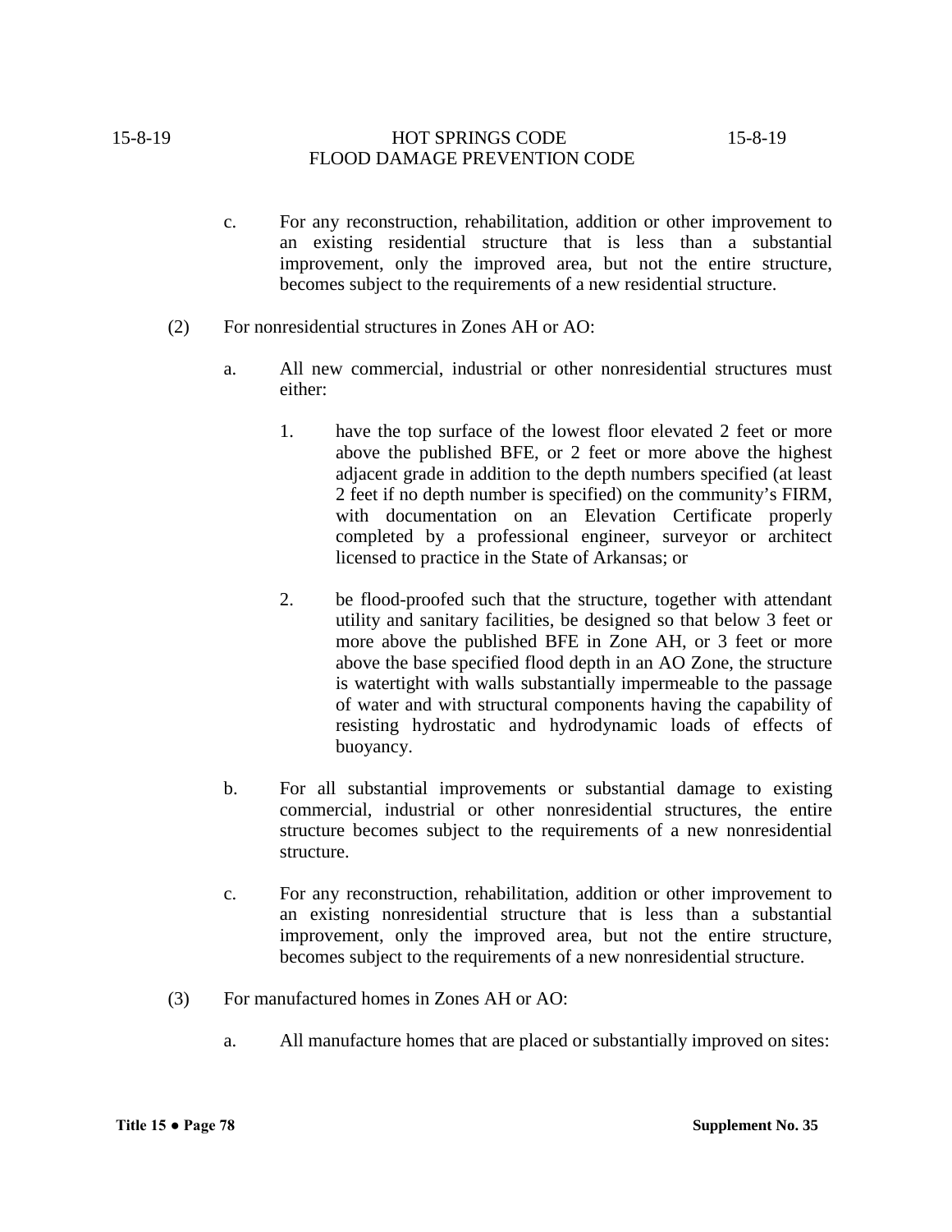c. For any reconstruction, rehabilitation, addition or other improvement to an existing residential structure that is less than a substantial improvement, only the improved area, but not the entire structure, becomes subject to the requirements of a new residential structure.

(2) For nonresidential structures in Zones AH or AO:

a. All new commercial, industrial or other nonresidential structures must either:

1. have the top surface of the lowest floor elevated 2 feet or more above the published BFE, or 2 feet or more above the highest adjacent grade in addition to the depth numbers specified (at least 2 feet if no depth number is specified) on the community's FIRM, with documentation on an Elevation Certificate properly completed by a professional engineer, surveyor or architect licensed to practice in the State of Arkansas; or

2. be flood-proofed such that the structure, together with attendant utility and sanitary facilities, be designed so that below 3 feet or more above the published BFE in Zone AH, or 3 feet or more above the base specified flood depth in an AO Zone, the structure is watertight with walls substantially impermeable to the passage of water and with structural components having the capability of resisting hydrostatic and hydrodynamic loads of effects of buoyancy.

b. For all substantial improvements or substantial damage to existing commercial, industrial or other nonresidential structures, the entire structure becomes subject to the requirements of a new nonresidential structure.

c. For any reconstruction, rehabilitation, addition or other improvement to an existing nonresidential structure that is less than a substantial improvement, only the improved area, but not the entire structure, becomes subject to the requirements of a new nonresidential structure.

(3) For manufactured homes in Zones AH or AO:

a. All manufacture homes that are placed or substantially improved on sites: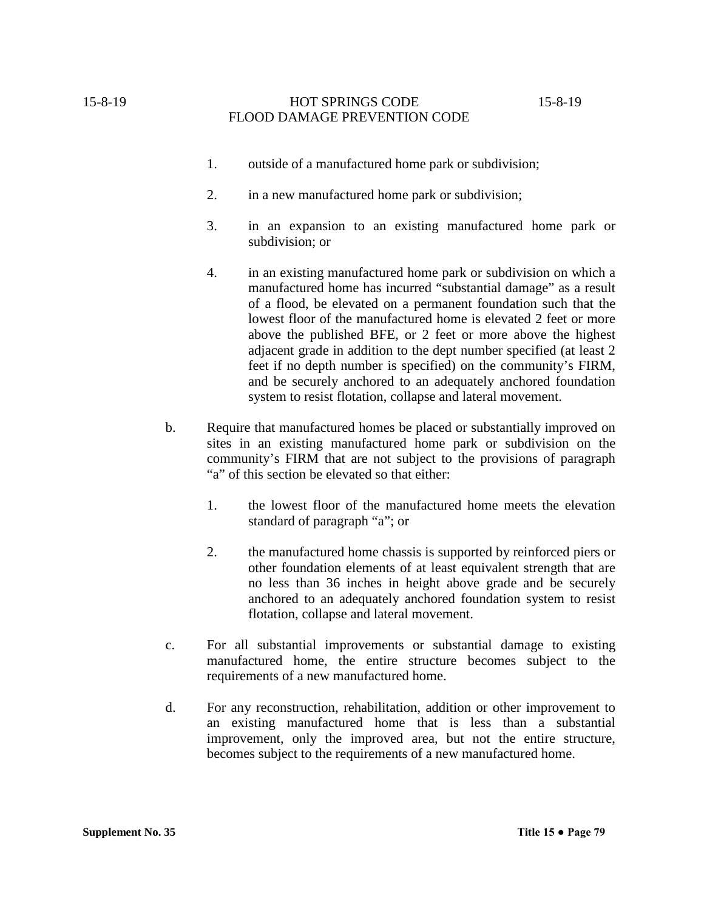1. outside of a manufactured home park or subdivision;

2. in a new manufactured home park or subdivision;

3. in an expansion to an existing manufactured home park or subdivision; or

4. in an existing manufactured home park or subdivision on which a manufactured home has incurred "substantial damage" as a result of a flood, be elevated on a permanent foundation such that the lowest floor of the manufactured home is elevated 2 feet or more above the published BFE, or 2 feet or more above the highest adjacent grade in addition to the dept number specified (at least 2 feet if no depth number is specified) on the community's FIRM, and be securely anchored to an adequately anchored foundation system to resist flotation, collapse and lateral movement.

b. Require that manufactured homes be placed or substantially improved on sites in an existing manufactured home park or subdivision on the community's FIRM that are not subject to the provisions of paragraph "a" of this section be elevated so that either:

   1. the lowest floor of the manufactured home meets the elevation standard of paragraph "a"; or

   2. the manufactured home chassis is supported by reinforced piers or other foundation elements of at least equivalent strength that are no less than 36 inches in height above grade and be securely anchored to an adequately anchored foundation system to resist flotation, collapse and lateral movement.

c. For all substantial improvements or substantial damage to existing manufactured home, the entire structure becomes subject to the requirements of a new manufactured home.

d. For any reconstruction, rehabilitation, addition or other improvement to an existing manufactured home that is less than a substantial improvement, only the improved area, but not the entire structure, becomes subject to the requirements of a new manufactured home.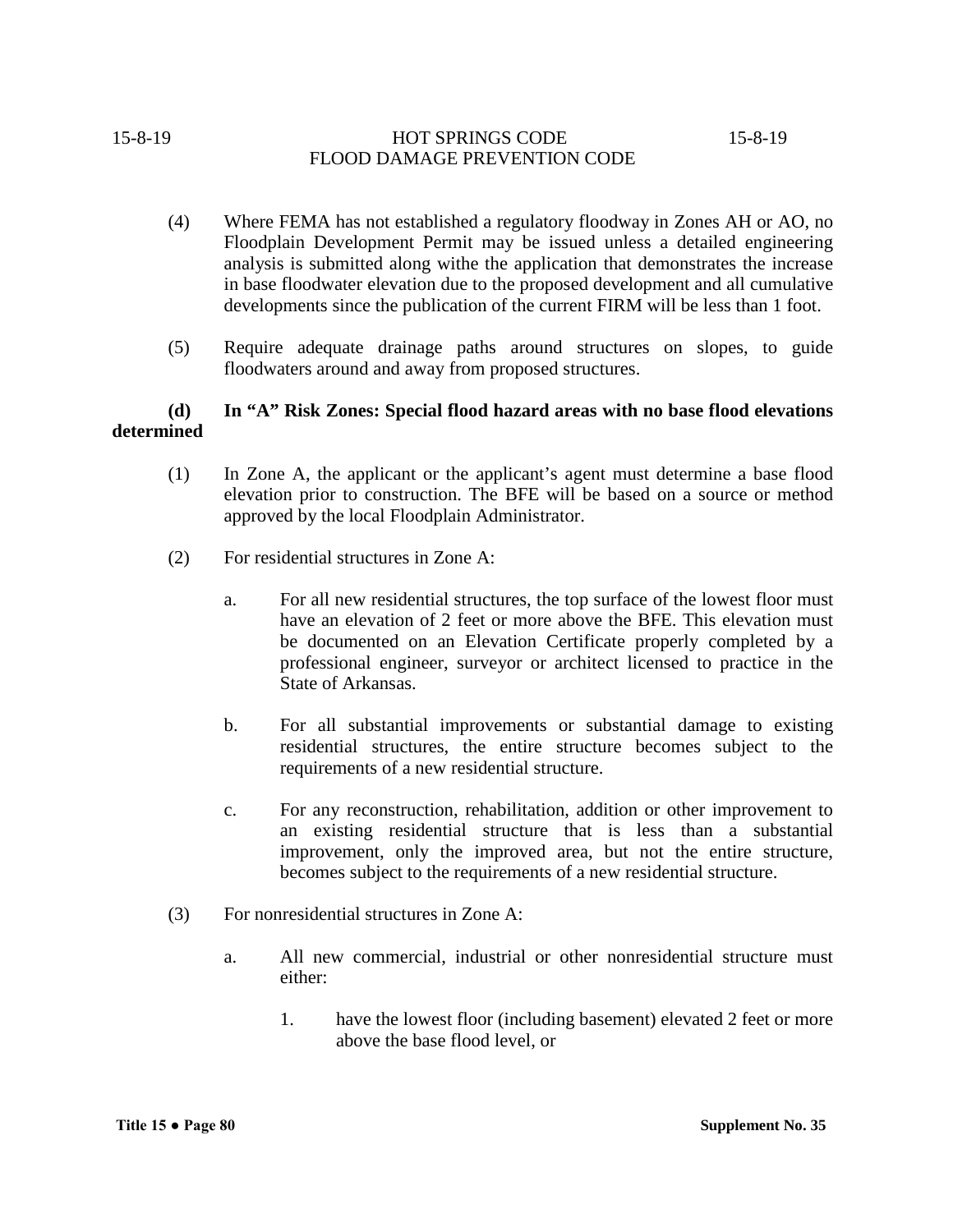(4) Where FEMA has not established a regulatory floodway in Zones AH or AO, no Floodplain Development Permit may be issued unless a detailed engineering analysis is submitted along withe the application that demonstrates the increase in base floodwater elevation due to the proposed development and all cumulative developments since the publication of the current FIRM will be less than 1 foot.

(5) Require adequate drainage paths around structures on slopes, to guide floodwaters around and away from proposed structures.

**(d) In "A" Risk Zones: Special flood hazard areas with no base flood elevations determined**

(1) In Zone A, the applicant or the applicant's agent must determine a base flood elevation prior to construction. The BFE will be based on a source or method approved by the local Floodplain Administrator.

(2) For residential structures in Zone A:

a. For all new residential structures, the top surface of the lowest floor must have an elevation of 2 feet or more above the BFE. This elevation must be documented on an Elevation Certificate properly completed by a professional engineer, surveyor or architect licensed to practice in the State of Arkansas.

b. For all substantial improvements or substantial damage to existing residential structures, the entire structure becomes subject to the requirements of a new residential structure.

c. For any reconstruction, rehabilitation, addition or other improvement to an existing residential structure that is less than a substantial improvement, only the improved area, but not the entire structure, becomes subject to the requirements of a new residential structure.

(3) For nonresidential structures in Zone A:

a. All new commercial, industrial or other nonresidential structure must either:

1. have the lowest floor (including basement) elevated 2 feet or more above the base flood level, or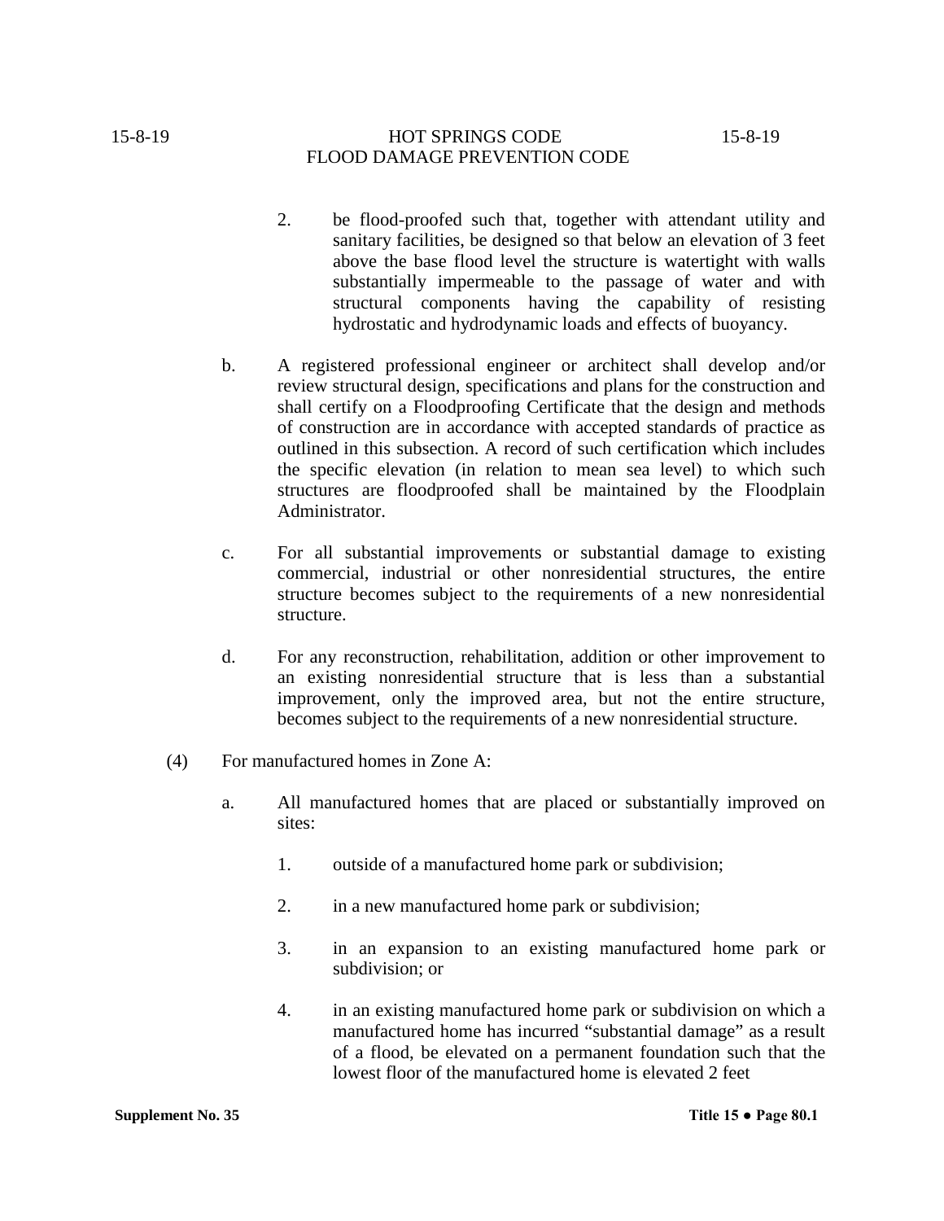2. be flood-proofed such that, together with attendant utility and sanitary facilities, be designed so that below an elevation of 3 feet above the base flood level the structure is watertight with walls substantially impermeable to the passage of water and with structural components having the capability of resisting hydrostatic and hydrodynamic loads and effects of buoyancy.

b. A registered professional engineer or architect shall develop and/or review structural design, specifications and plans for the construction and shall certify on a Floodproofing Certificate that the design and methods of construction are in accordance with accepted standards of practice as outlined in this subsection. A record of such certification which includes the specific elevation (in relation to mean sea level) to which such structures are floodproofed shall be maintained by the Floodplain Administrator.

c. For all substantial improvements or substantial damage to existing commercial, industrial or other nonresidential structures, the entire structure becomes subject to the requirements of a new nonresidential structure.

d. For any reconstruction, rehabilitation, addition or other improvement to an existing nonresidential structure that is less than a substantial improvement, only the improved area, but not the entire structure, becomes subject to the requirements of a new nonresidential structure.

(4) For manufactured homes in Zone A:

a. All manufactured homes that are placed or substantially improved on sites:

1. outside of a manufactured home park or subdivision;

2. in a new manufactured home park or subdivision;

3. in an expansion to an existing manufactured home park or subdivision; or

4. in an existing manufactured home park or subdivision on which a manufactured home has incurred "substantial damage" as a result of a flood, be elevated on a permanent foundation such that the lowest floor of the manufactured home is elevated 2 feet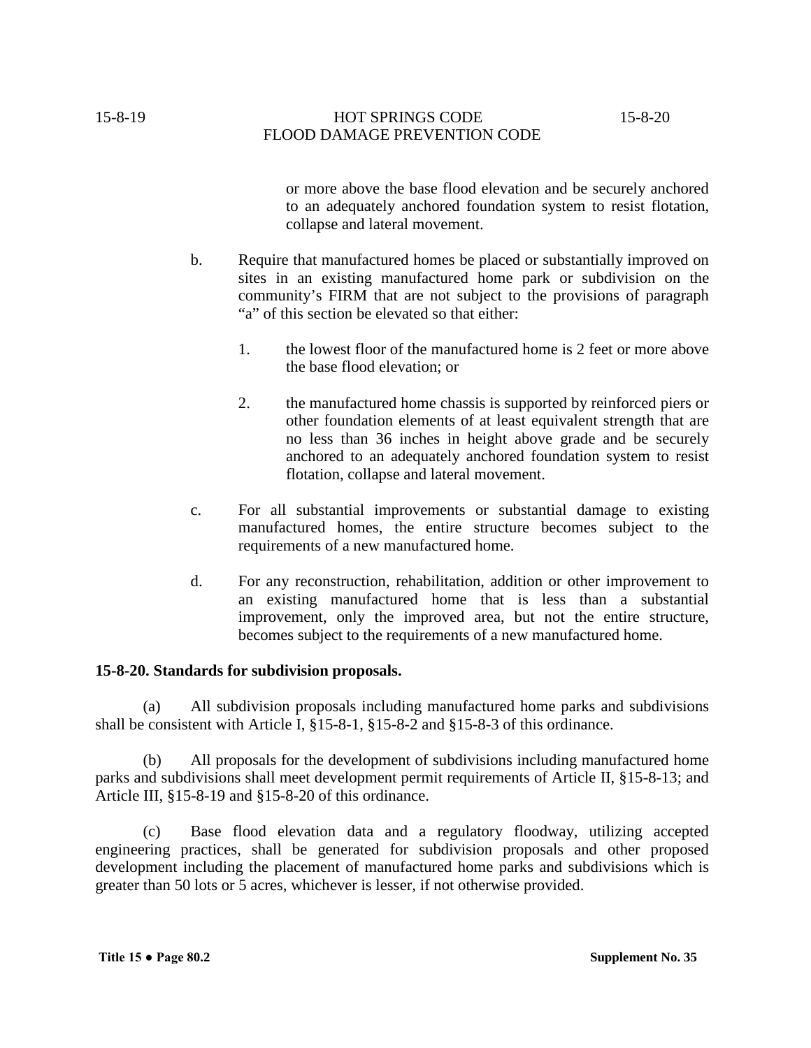or more above the base flood elevation and be securely anchored to an adequately anchored foundation system to resist flotation, collapse and lateral movement.

b. Require that manufactured homes be placed or substantially improved on sites in an existing manufactured home park or subdivision on the community's FIRM that are not subject to the provisions of paragraph "a" of this section be elevated so that either:

1. the lowest floor of the manufactured home is 2 feet or more above the base flood elevation; or

2. the manufactured home chassis is supported by reinforced piers or other foundation elements of at least equivalent strength that are no less than 36 inches in height above grade and be securely anchored to an adequately anchored foundation system to resist flotation, collapse and lateral movement.

c. For all substantial improvements or substantial damage to existing manufactured homes, the entire structure becomes subject to the requirements of a new manufactured home.

d. For any reconstruction, rehabilitation, addition or other improvement to an existing manufactured home that is less than a substantial improvement, only the improved area, but not the entire structure, becomes subject to the requirements of a new manufactured home.

**15-8-20. Standards for subdivision proposals.**

(a) All subdivision proposals including manufactured home parks and subdivisions shall be consistent with Article I, §15-8-1, §15-8-2 and §15-8-3 of this ordinance.

(b) All proposals for the development of subdivisions including manufactured home parks and subdivisions shall meet development permit requirements of Article II, §15-8-13; and Article III, §15-8-19 and §15-8-20 of this ordinance.

(c) Base flood elevation data and a regulatory floodway, utilizing accepted engineering practices, shall be generated for subdivision proposals and other proposed development including the placement of manufactured home parks and subdivisions which is greater than 50 lots or 5 acres, whichever is lesser, if not otherwise provided.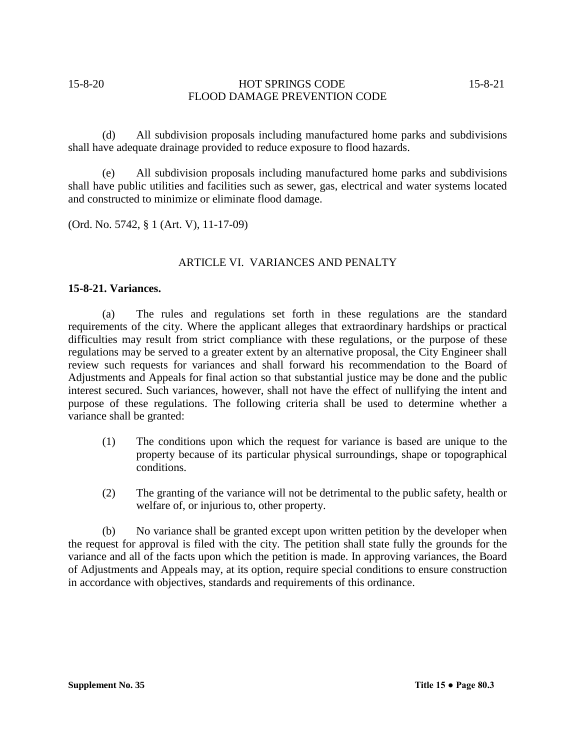(d) All subdivision proposals including manufactured home parks and subdivisions shall have adequate drainage provided to reduce exposure to flood hazards.

(e) All subdivision proposals including manufactured home parks and subdivisions shall have public utilities and facilities such as sewer, gas, electrical and water systems located and constructed to minimize or eliminate flood damage.

(Ord. No. 5742, § 1 (Art. V), 11-17-09)

## ARTICLE VI. VARIANCES AND PENALTY

**15-8-21. Variances.**

(a) The rules and regulations set forth in these regulations are the standard requirements of the city. Where the applicant alleges that extraordinary hardships or practical difficulties may result from strict compliance with these regulations, or the purpose of these regulations may be served to a greater extent by an alternative proposal, the City Engineer shall review such requests for variances and shall forward his recommendation to the Board of Adjustments and Appeals for final action so that substantial justice may be done and the public interest secured. Such variances, however, shall not have the effect of nullifying the intent and purpose of these regulations. The following criteria shall be used to determine whether a variance shall be granted:

(1) The conditions upon which the request for variance is based are unique to the property because of its particular physical surroundings, shape or topographical conditions.

(2) The granting of the variance will not be detrimental to the public safety, health or welfare of, or injurious to, other property.

(b) No variance shall be granted except upon written petition by the developer when the request for approval is filed with the city. The petition shall state fully the grounds for the variance and all of the facts upon which the petition is made. In approving variances, the Board of Adjustments and Appeals may, at its option, require special conditions to ensure construction in accordance with objectives, standards and requirements of this ordinance.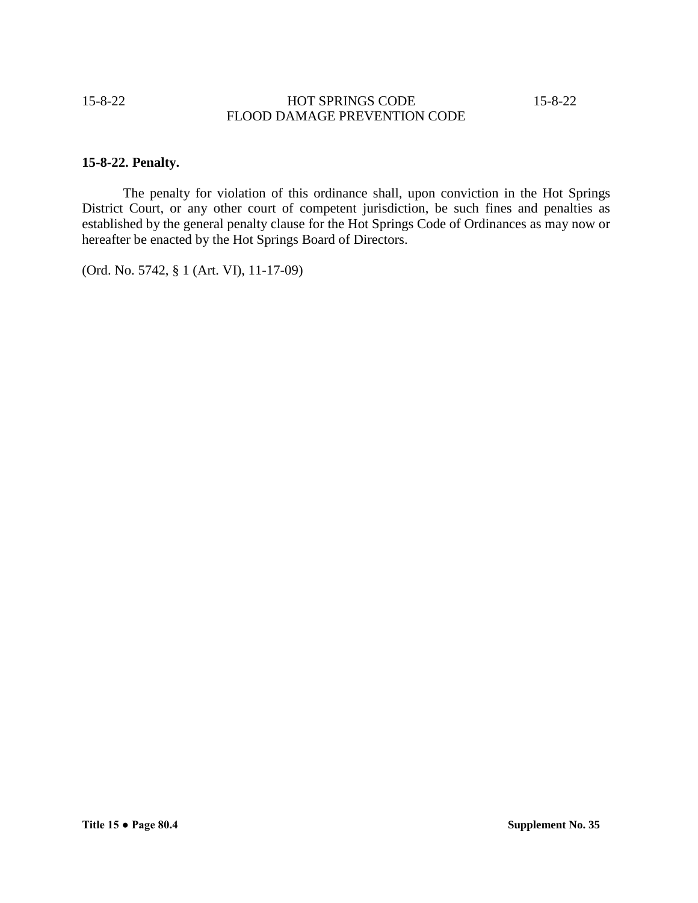**15-8-22. Penalty.**

The penalty for violation of this ordinance shall, upon conviction in the Hot Springs District Court, or any other court of competent jurisdiction, be such fines and penalties as established by the general penalty clause for the Hot Springs Code of Ordinances as may now or hereafter be enacted by the Hot Springs Board of Directors.

(Ord. No. 5742, § 1 (Art. VI), 11-17-09)